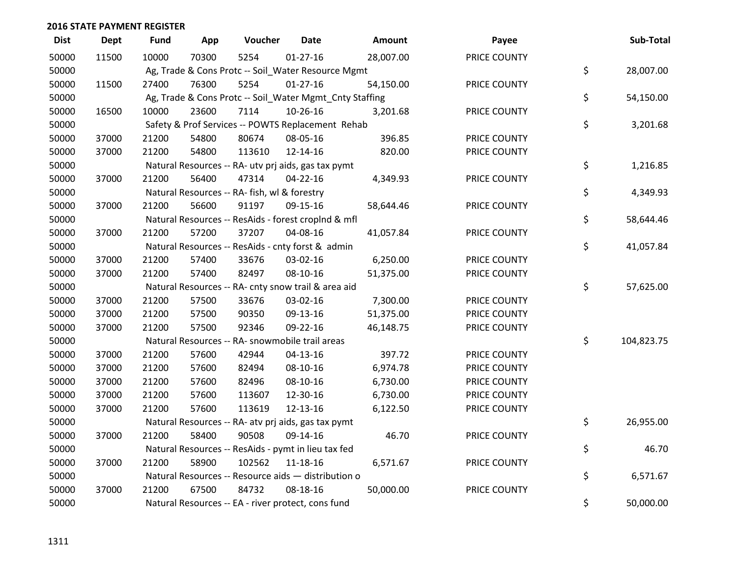## 2016 STATE PAYMENT REGISTER

| Dist | Dept | Fund | App | Voucher | Date | Amount | Payee | Sub-Total |
|---|---|---|---|---|---|---|---|---|
| 50000 | 11500 | 10000 | 70300 | 5254 | 01-27-16 | 28,007.00 | PRICE COUNTY | |
| 50000 | | Ag, Trade & Cons Protc -- Soil_Water Resource Mgmt | | | | | | $ 28,007.00 |
| 50000 | 11500 | 27400 | 76300 | 5254 | 01-27-16 | 54,150.00 | PRICE COUNTY | |
| 50000 | | Ag, Trade & Cons Protc -- Soil_Water Mgmt_Cnty Staffing | | | | | | $ 54,150.00 |
| 50000 | 16500 | 10000 | 23600 | 7114 | 10-26-16 | 3,201.68 | PRICE COUNTY | |
| 50000 | | Safety & Prof Services -- POWTS Replacement Rehab | | | | | | $ 3,201.68 |
| 50000 | 37000 | 21200 | 54800 | 80674 | 08-05-16 | 396.85 | PRICE COUNTY | |
| 50000 | 37000 | 21200 | 54800 | 113610 | 12-14-16 | 820.00 | PRICE COUNTY | |
| 50000 | | Natural Resources -- RA- utv prj aids, gas tax pymt | | | | | | $ 1,216.85 |
| 50000 | 37000 | 21200 | 56400 | 47314 | 04-22-16 | 4,349.93 | PRICE COUNTY | |
| 50000 | | Natural Resources -- RA- fish, wl & forestry | | | | | | $ 4,349.93 |
| 50000 | 37000 | 21200 | 56600 | 91197 | 09-15-16 | 58,644.46 | PRICE COUNTY | |
| 50000 | | Natural Resources -- ResAids - forest croplnd & mfl | | | | | | $ 58,644.46 |
| 50000 | 37000 | 21200 | 57200 | 37207 | 04-08-16 | 41,057.84 | PRICE COUNTY | |
| 50000 | | Natural Resources -- ResAids - cnty forst & admin | | | | | | $ 41,057.84 |
| 50000 | 37000 | 21200 | 57400 | 33676 | 03-02-16 | 6,250.00 | PRICE COUNTY | |
| 50000 | 37000 | 21200 | 57400 | 82497 | 08-10-16 | 51,375.00 | PRICE COUNTY | |
| 50000 | | Natural Resources -- RA- cnty snow trail & area aid | | | | | | $ 57,625.00 |
| 50000 | 37000 | 21200 | 57500 | 33676 | 03-02-16 | 7,300.00 | PRICE COUNTY | |
| 50000 | 37000 | 21200 | 57500 | 90350 | 09-13-16 | 51,375.00 | PRICE COUNTY | |
| 50000 | 37000 | 21200 | 57500 | 92346 | 09-22-16 | 46,148.75 | PRICE COUNTY | |
| 50000 | | Natural Resources -- RA- snowmobile trail areas | | | | | | $ 104,823.75 |
| 50000 | 37000 | 21200 | 57600 | 42944 | 04-13-16 | 397.72 | PRICE COUNTY | |
| 50000 | 37000 | 21200 | 57600 | 82494 | 08-10-16 | 6,974.78 | PRICE COUNTY | |
| 50000 | 37000 | 21200 | 57600 | 82496 | 08-10-16 | 6,730.00 | PRICE COUNTY | |
| 50000 | 37000 | 21200 | 57600 | 113607 | 12-30-16 | 6,730.00 | PRICE COUNTY | |
| 50000 | 37000 | 21200 | 57600 | 113619 | 12-13-16 | 6,122.50 | PRICE COUNTY | |
| 50000 | | Natural Resources -- RA- atv prj aids, gas tax pymt | | | | | | $ 26,955.00 |
| 50000 | 37000 | 21200 | 58400 | 90508 | 09-14-16 | 46.70 | PRICE COUNTY | |
| 50000 | | Natural Resources -- ResAids - pymt in lieu tax fed | | | | | | $ 46.70 |
| 50000 | 37000 | 21200 | 58900 | 102562 | 11-18-16 | 6,571.67 | PRICE COUNTY | |
| 50000 | | Natural Resources -- Resource aids — distribution o | | | | | | $ 6,571.67 |
| 50000 | 37000 | 21200 | 67500 | 84732 | 08-18-16 | 50,000.00 | PRICE COUNTY | |
| 50000 | | Natural Resources -- EA - river protect, cons fund | | | | | | $ 50,000.00 |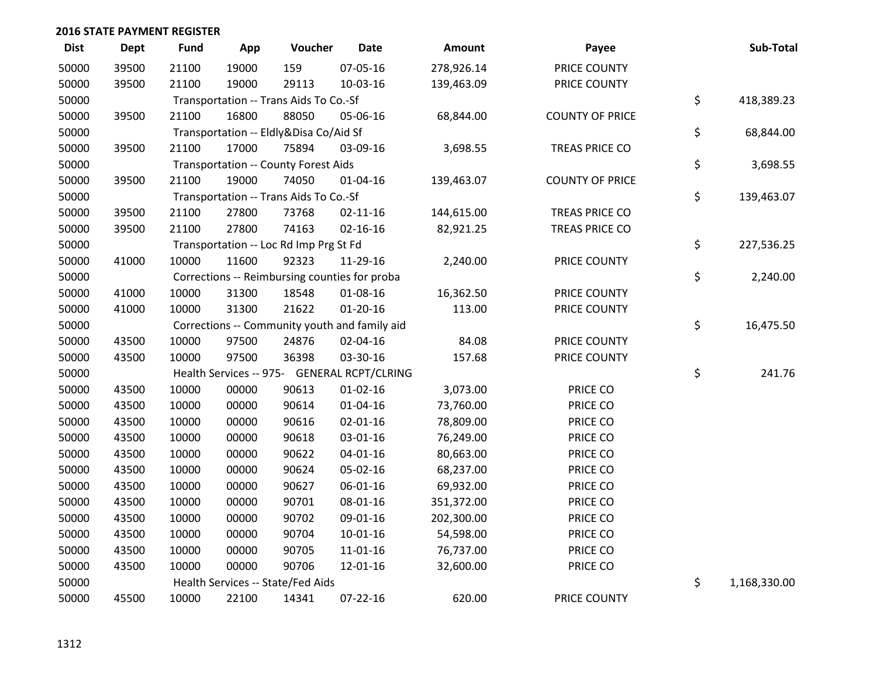## 2016 STATE PAYMENT REGISTER

| Dist | Dept | Fund | App | Voucher | Date | Amount | Payee | Sub-Total |
|---|---|---|---|---|---|---|---|---|
| 50000 | 39500 | 21100 | 19000 | 159 | 07-05-16 | 278,926.14 | PRICE COUNTY | |
| 50000 | 39500 | 21100 | 19000 | 29113 | 10-03-16 | 139,463.09 | PRICE COUNTY | |
| 50000 | | Transportation -- Trans Aids To Co.-Sf | | | | | | $ 418,389.23 |
| 50000 | 39500 | 21100 | 16800 | 88050 | 05-06-16 | 68,844.00 | COUNTY OF PRICE | |
| 50000 | | Transportation -- Eldly&Disa Co/Aid Sf | | | | | | $ 68,844.00 |
| 50000 | 39500 | 21100 | 17000 | 75894 | 03-09-16 | 3,698.55 | TREAS PRICE CO | |
| 50000 | | Transportation -- County Forest Aids | | | | | | $ 3,698.55 |
| 50000 | 39500 | 21100 | 19000 | 74050 | 01-04-16 | 139,463.07 | COUNTY OF PRICE | |
| 50000 | | Transportation -- Trans Aids To Co.-Sf | | | | | | $ 139,463.07 |
| 50000 | 39500 | 21100 | 27800 | 73768 | 02-11-16 | 144,615.00 | TREAS PRICE CO | |
| 50000 | 39500 | 21100 | 27800 | 74163 | 02-16-16 | 82,921.25 | TREAS PRICE CO | |
| 50000 | | Transportation -- Loc Rd Imp Prg St Fd | | | | | | $ 227,536.25 |
| 50000 | 41000 | 10000 | 11600 | 92323 | 11-29-16 | 2,240.00 | PRICE COUNTY | |
| 50000 | | Corrections -- Reimbursing counties for proba | | | | | | $ 2,240.00 |
| 50000 | 41000 | 10000 | 31300 | 18548 | 01-08-16 | 16,362.50 | PRICE COUNTY | |
| 50000 | 41000 | 10000 | 31300 | 21622 | 01-20-16 | 113.00 | PRICE COUNTY | |
| 50000 | | Corrections -- Community youth and family aid | | | | | | $ 16,475.50 |
| 50000 | 43500 | 10000 | 97500 | 24876 | 02-04-16 | 84.08 | PRICE COUNTY | |
| 50000 | 43500 | 10000 | 97500 | 36398 | 03-30-16 | 157.68 | PRICE COUNTY | |
| 50000 | | Health Services -- 975- GENERAL RCPT/CLRING | | | | | | $ 241.76 |
| 50000 | 43500 | 10000 | 00000 | 90613 | 01-02-16 | 3,073.00 | PRICE CO | |
| 50000 | 43500 | 10000 | 00000 | 90614 | 01-04-16 | 73,760.00 | PRICE CO | |
| 50000 | 43500 | 10000 | 00000 | 90616 | 02-01-16 | 78,809.00 | PRICE CO | |
| 50000 | 43500 | 10000 | 00000 | 90618 | 03-01-16 | 76,249.00 | PRICE CO | |
| 50000 | 43500 | 10000 | 00000 | 90622 | 04-01-16 | 80,663.00 | PRICE CO | |
| 50000 | 43500 | 10000 | 00000 | 90624 | 05-02-16 | 68,237.00 | PRICE CO | |
| 50000 | 43500 | 10000 | 00000 | 90627 | 06-01-16 | 69,932.00 | PRICE CO | |
| 50000 | 43500 | 10000 | 00000 | 90701 | 08-01-16 | 351,372.00 | PRICE CO | |
| 50000 | 43500 | 10000 | 00000 | 90702 | 09-01-16 | 202,300.00 | PRICE CO | |
| 50000 | 43500 | 10000 | 00000 | 90704 | 10-01-16 | 54,598.00 | PRICE CO | |
| 50000 | 43500 | 10000 | 00000 | 90705 | 11-01-16 | 76,737.00 | PRICE CO | |
| 50000 | 43500 | 10000 | 00000 | 90706 | 12-01-16 | 32,600.00 | PRICE CO | |
| 50000 | | Health Services -- State/Fed Aids | | | | | | $ 1,168,330.00 |
| 50000 | 45500 | 10000 | 22100 | 14341 | 07-22-16 | 620.00 | PRICE COUNTY | |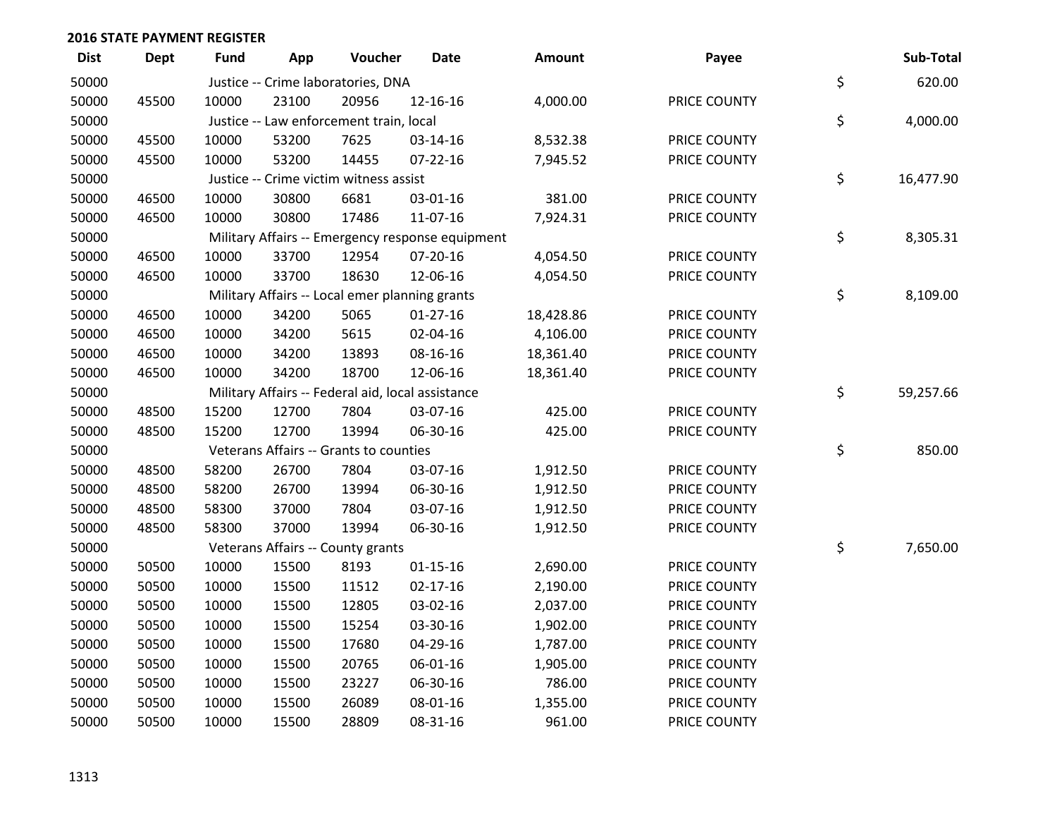**2016 STATE PAYMENT REGISTER**

| Dist | Dept | Fund | App | Voucher | Date | Amount | Payee | Sub-Total |
|---|---|---|---|---|---|---|---|---|
| 50000 | | Justice -- Crime laboratories, DNA | | | | | | $ 620.00 |
| 50000 | 45500 | 10000 | 23100 | 20956 | 12-16-16 | 4,000.00 | PRICE COUNTY | |
| 50000 | | Justice -- Law enforcement train, local | | | | | | $ 4,000.00 |
| 50000 | 45500 | 10000 | 53200 | 7625 | 03-14-16 | 8,532.38 | PRICE COUNTY | |
| 50000 | 45500 | 10000 | 53200 | 14455 | 07-22-16 | 7,945.52 | PRICE COUNTY | |
| 50000 | | Justice -- Crime victim witness assist | | | | | | $ 16,477.90 |
| 50000 | 46500 | 10000 | 30800 | 6681 | 03-01-16 | 381.00 | PRICE COUNTY | |
| 50000 | 46500 | 10000 | 30800 | 17486 | 11-07-16 | 7,924.31 | PRICE COUNTY | |
| 50000 | | Military Affairs -- Emergency response equipment | | | | | | $ 8,305.31 |
| 50000 | 46500 | 10000 | 33700 | 12954 | 07-20-16 | 4,054.50 | PRICE COUNTY | |
| 50000 | 46500 | 10000 | 33700 | 18630 | 12-06-16 | 4,054.50 | PRICE COUNTY | |
| 50000 | | Military Affairs -- Local emer planning grants | | | | | | $ 8,109.00 |
| 50000 | 46500 | 10000 | 34200 | 5065 | 01-27-16 | 18,428.86 | PRICE COUNTY | |
| 50000 | 46500 | 10000 | 34200 | 5615 | 02-04-16 | 4,106.00 | PRICE COUNTY | |
| 50000 | 46500 | 10000 | 34200 | 13893 | 08-16-16 | 18,361.40 | PRICE COUNTY | |
| 50000 | 46500 | 10000 | 34200 | 18700 | 12-06-16 | 18,361.40 | PRICE COUNTY | |
| 50000 | | Military Affairs -- Federal aid, local assistance | | | | | | $ 59,257.66 |
| 50000 | 48500 | 15200 | 12700 | 7804 | 03-07-16 | 425.00 | PRICE COUNTY | |
| 50000 | 48500 | 15200 | 12700 | 13994 | 06-30-16 | 425.00 | PRICE COUNTY | |
| 50000 | | Veterans Affairs -- Grants to counties | | | | | | $ 850.00 |
| 50000 | 48500 | 58200 | 26700 | 7804 | 03-07-16 | 1,912.50 | PRICE COUNTY | |
| 50000 | 48500 | 58200 | 26700 | 13994 | 06-30-16 | 1,912.50 | PRICE COUNTY | |
| 50000 | 48500 | 58300 | 37000 | 7804 | 03-07-16 | 1,912.50 | PRICE COUNTY | |
| 50000 | 48500 | 58300 | 37000 | 13994 | 06-30-16 | 1,912.50 | PRICE COUNTY | |
| 50000 | | Veterans Affairs -- County grants | | | | | | $ 7,650.00 |
| 50000 | 50500 | 10000 | 15500 | 8193 | 01-15-16 | 2,690.00 | PRICE COUNTY | |
| 50000 | 50500 | 10000 | 15500 | 11512 | 02-17-16 | 2,190.00 | PRICE COUNTY | |
| 50000 | 50500 | 10000 | 15500 | 12805 | 03-02-16 | 2,037.00 | PRICE COUNTY | |
| 50000 | 50500 | 10000 | 15500 | 15254 | 03-30-16 | 1,902.00 | PRICE COUNTY | |
| 50000 | 50500 | 10000 | 15500 | 17680 | 04-29-16 | 1,787.00 | PRICE COUNTY | |
| 50000 | 50500 | 10000 | 15500 | 20765 | 06-01-16 | 1,905.00 | PRICE COUNTY | |
| 50000 | 50500 | 10000 | 15500 | 23227 | 06-30-16 | 786.00 | PRICE COUNTY | |
| 50000 | 50500 | 10000 | 15500 | 26089 | 08-01-16 | 1,355.00 | PRICE COUNTY | |
| 50000 | 50500 | 10000 | 15500 | 28809 | 08-31-16 | 961.00 | PRICE COUNTY | |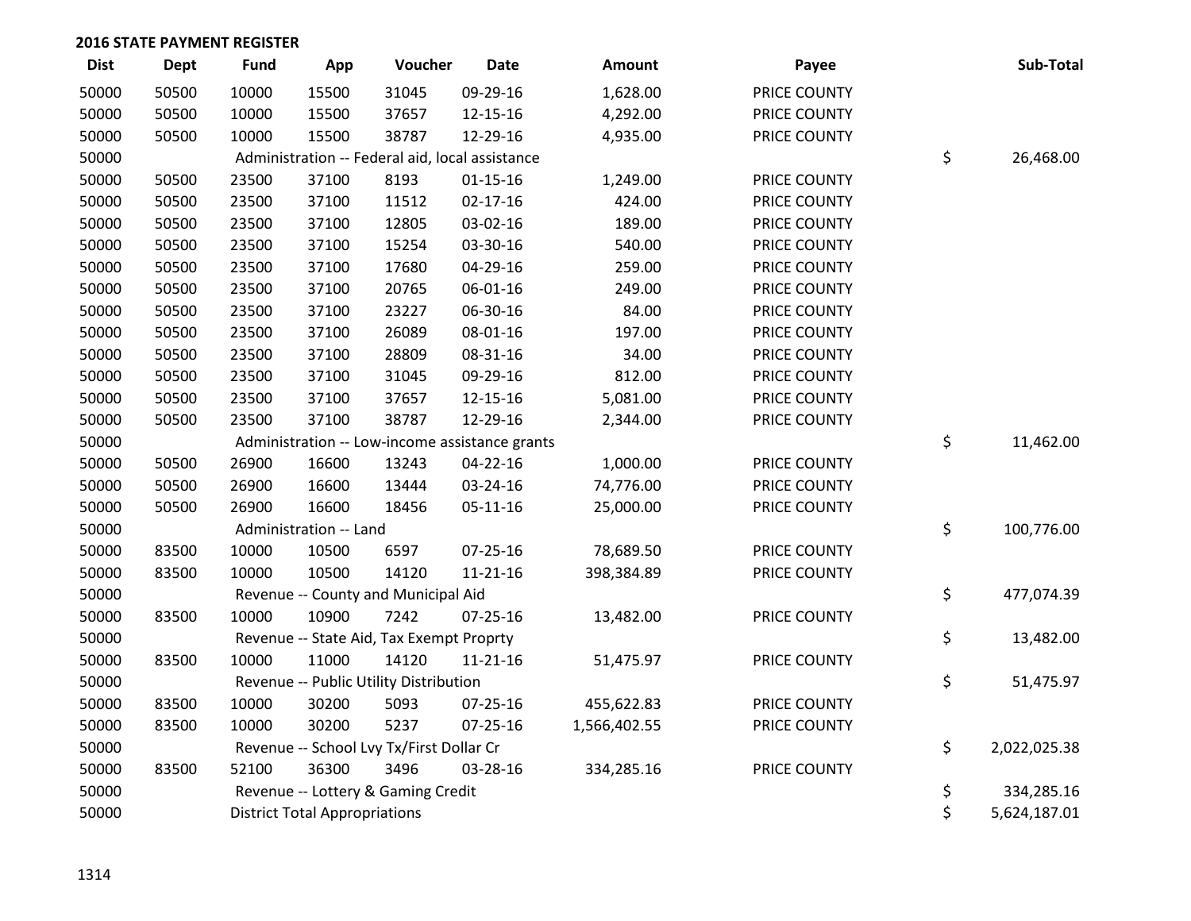## 2016 STATE PAYMENT REGISTER

| Dist | Dept | Fund | App | Voucher | Date | Amount | Payee | Sub-Total |
|---|---|---|---|---|---|---|---|---|
| 50000 | 50500 | 10000 | 15500 | 31045 | 09-29-16 | 1,628.00 | PRICE COUNTY | |
| 50000 | 50500 | 10000 | 15500 | 37657 | 12-15-16 | 4,292.00 | PRICE COUNTY | |
| 50000 | 50500 | 10000 | 15500 | 38787 | 12-29-16 | 4,935.00 | PRICE COUNTY | |
| 50000 | | Administration -- Federal aid, local assistance | | | | | | $ 26,468.00 |
| 50000 | 50500 | 23500 | 37100 | 8193 | 01-15-16 | 1,249.00 | PRICE COUNTY | |
| 50000 | 50500 | 23500 | 37100 | 11512 | 02-17-16 | 424.00 | PRICE COUNTY | |
| 50000 | 50500 | 23500 | 37100 | 12805 | 03-02-16 | 189.00 | PRICE COUNTY | |
| 50000 | 50500 | 23500 | 37100 | 15254 | 03-30-16 | 540.00 | PRICE COUNTY | |
| 50000 | 50500 | 23500 | 37100 | 17680 | 04-29-16 | 259.00 | PRICE COUNTY | |
| 50000 | 50500 | 23500 | 37100 | 20765 | 06-01-16 | 249.00 | PRICE COUNTY | |
| 50000 | 50500 | 23500 | 37100 | 23227 | 06-30-16 | 84.00 | PRICE COUNTY | |
| 50000 | 50500 | 23500 | 37100 | 26089 | 08-01-16 | 197.00 | PRICE COUNTY | |
| 50000 | 50500 | 23500 | 37100 | 28809 | 08-31-16 | 34.00 | PRICE COUNTY | |
| 50000 | 50500 | 23500 | 37100 | 31045 | 09-29-16 | 812.00 | PRICE COUNTY | |
| 50000 | 50500 | 23500 | 37100 | 37657 | 12-15-16 | 5,081.00 | PRICE COUNTY | |
| 50000 | 50500 | 23500 | 37100 | 38787 | 12-29-16 | 2,344.00 | PRICE COUNTY | |
| 50000 | | Administration -- Low-income assistance grants | | | | | | $ 11,462.00 |
| 50000 | 50500 | 26900 | 16600 | 13243 | 04-22-16 | 1,000.00 | PRICE COUNTY | |
| 50000 | 50500 | 26900 | 16600 | 13444 | 03-24-16 | 74,776.00 | PRICE COUNTY | |
| 50000 | 50500 | 26900 | 16600 | 18456 | 05-11-16 | 25,000.00 | PRICE COUNTY | |
| 50000 | | Administration -- Land | | | | | | $ 100,776.00 |
| 50000 | 83500 | 10000 | 10500 | 6597 | 07-25-16 | 78,689.50 | PRICE COUNTY | |
| 50000 | 83500 | 10000 | 10500 | 14120 | 11-21-16 | 398,384.89 | PRICE COUNTY | |
| 50000 | | Revenue -- County and Municipal Aid | | | | | | $ 477,074.39 |
| 50000 | 83500 | 10000 | 10900 | 7242 | 07-25-16 | 13,482.00 | PRICE COUNTY | |
| 50000 | | Revenue -- State Aid, Tax Exempt Proprty | | | | | | $ 13,482.00 |
| 50000 | 83500 | 10000 | 11000 | 14120 | 11-21-16 | 51,475.97 | PRICE COUNTY | |
| 50000 | | Revenue -- Public Utility Distribution | | | | | | $ 51,475.97 |
| 50000 | 83500 | 10000 | 30200 | 5093 | 07-25-16 | 455,622.83 | PRICE COUNTY | |
| 50000 | 83500 | 10000 | 30200 | 5237 | 07-25-16 | 1,566,402.55 | PRICE COUNTY | |
| 50000 | | Revenue -- School Lvy Tx/First Dollar Cr | | | | | | $ 2,022,025.38 |
| 50000 | 83500 | 52100 | 36300 | 3496 | 03-28-16 | 334,285.16 | PRICE COUNTY | |
| 50000 | | Revenue -- Lottery & Gaming Credit | | | | | | $ 334,285.16 |
| 50000 | | District Total Appropriations | | | | | | $ 5,624,187.01 |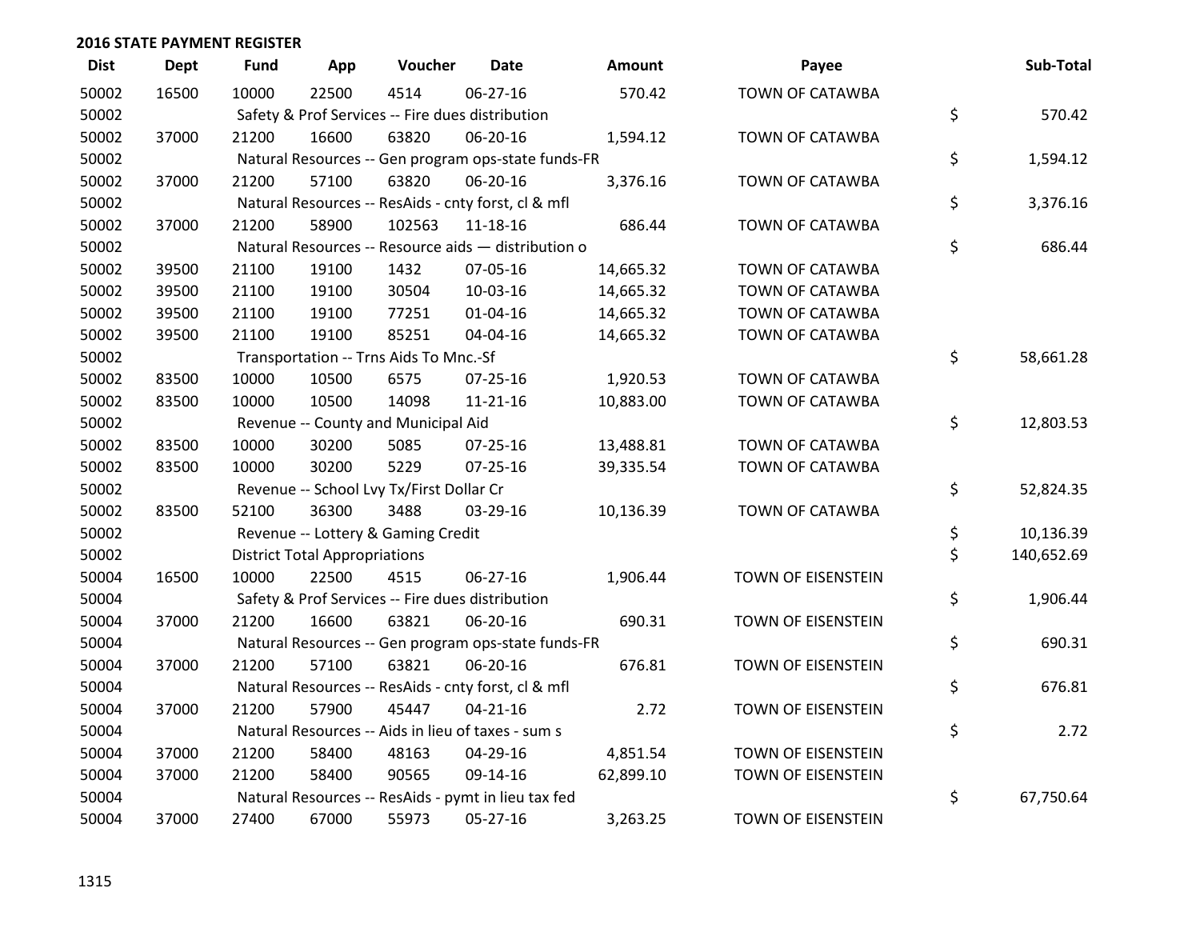## 2016 STATE PAYMENT REGISTER

| Dist | Dept | Fund | App | Voucher | Date | Amount | Payee | Sub-Total |
|---|---|---|---|---|---|---|---|---|
| 50002 | 16500 | 10000 | 22500 | 4514 | 06-27-16 | 570.42 | TOWN OF CATAWBA | |
| 50002 | | Safety & Prof Services -- Fire dues distribution | | | | | | $ 570.42 |
| 50002 | 37000 | 21200 | 16600 | 63820 | 06-20-16 | 1,594.12 | TOWN OF CATAWBA | |
| 50002 | | Natural Resources -- Gen program ops-state funds-FR | | | | | | $ 1,594.12 |
| 50002 | 37000 | 21200 | 57100 | 63820 | 06-20-16 | 3,376.16 | TOWN OF CATAWBA | |
| 50002 | | Natural Resources -- ResAids - cnty forst, cl & mfl | | | | | | $ 3,376.16 |
| 50002 | 37000 | 21200 | 58900 | 102563 | 11-18-16 | 686.44 | TOWN OF CATAWBA | |
| 50002 | | Natural Resources -- Resource aids — distribution o | | | | | | $ 686.44 |
| 50002 | 39500 | 21100 | 19100 | 1432 | 07-05-16 | 14,665.32 | TOWN OF CATAWBA | |
| 50002 | 39500 | 21100 | 19100 | 30504 | 10-03-16 | 14,665.32 | TOWN OF CATAWBA | |
| 50002 | 39500 | 21100 | 19100 | 77251 | 01-04-16 | 14,665.32 | TOWN OF CATAWBA | |
| 50002 | 39500 | 21100 | 19100 | 85251 | 04-04-16 | 14,665.32 | TOWN OF CATAWBA | |
| 50002 | | Transportation -- Trns Aids To Mnc.-Sf | | | | | | $ 58,661.28 |
| 50002 | 83500 | 10000 | 10500 | 6575 | 07-25-16 | 1,920.53 | TOWN OF CATAWBA | |
| 50002 | 83500 | 10000 | 10500 | 14098 | 11-21-16 | 10,883.00 | TOWN OF CATAWBA | |
| 50002 | | Revenue -- County and Municipal Aid | | | | | | $ 12,803.53 |
| 50002 | 83500 | 10000 | 30200 | 5085 | 07-25-16 | 13,488.81 | TOWN OF CATAWBA | |
| 50002 | 83500 | 10000 | 30200 | 5229 | 07-25-16 | 39,335.54 | TOWN OF CATAWBA | |
| 50002 | | Revenue -- School Lvy Tx/First Dollar Cr | | | | | | $ 52,824.35 |
| 50002 | 83500 | 52100 | 36300 | 3488 | 03-29-16 | 10,136.39 | TOWN OF CATAWBA | |
| 50002 | | Revenue -- Lottery & Gaming Credit | | | | | | $ 10,136.39 |
| 50002 | | District Total Appropriations | | | | | | $ 140,652.69 |
| 50004 | 16500 | 10000 | 22500 | 4515 | 06-27-16 | 1,906.44 | TOWN OF EISENSTEIN | |
| 50004 | | Safety & Prof Services -- Fire dues distribution | | | | | | $ 1,906.44 |
| 50004 | 37000 | 21200 | 16600 | 63821 | 06-20-16 | 690.31 | TOWN OF EISENSTEIN | |
| 50004 | | Natural Resources -- Gen program ops-state funds-FR | | | | | | $ 690.31 |
| 50004 | 37000 | 21200 | 57100 | 63821 | 06-20-16 | 676.81 | TOWN OF EISENSTEIN | |
| 50004 | | Natural Resources -- ResAids - cnty forst, cl & mfl | | | | | | $ 676.81 |
| 50004 | 37000 | 21200 | 57900 | 45447 | 04-21-16 | 2.72 | TOWN OF EISENSTEIN | |
| 50004 | | Natural Resources -- Aids in lieu of taxes - sum s | | | | | | $ 2.72 |
| 50004 | 37000 | 21200 | 58400 | 48163 | 04-29-16 | 4,851.54 | TOWN OF EISENSTEIN | |
| 50004 | 37000 | 21200 | 58400 | 90565 | 09-14-16 | 62,899.10 | TOWN OF EISENSTEIN | |
| 50004 | | Natural Resources -- ResAids - pymt in lieu tax fed | | | | | | $ 67,750.64 |
| 50004 | 37000 | 27400 | 67000 | 55973 | 05-27-16 | 3,263.25 | TOWN OF EISENSTEIN | |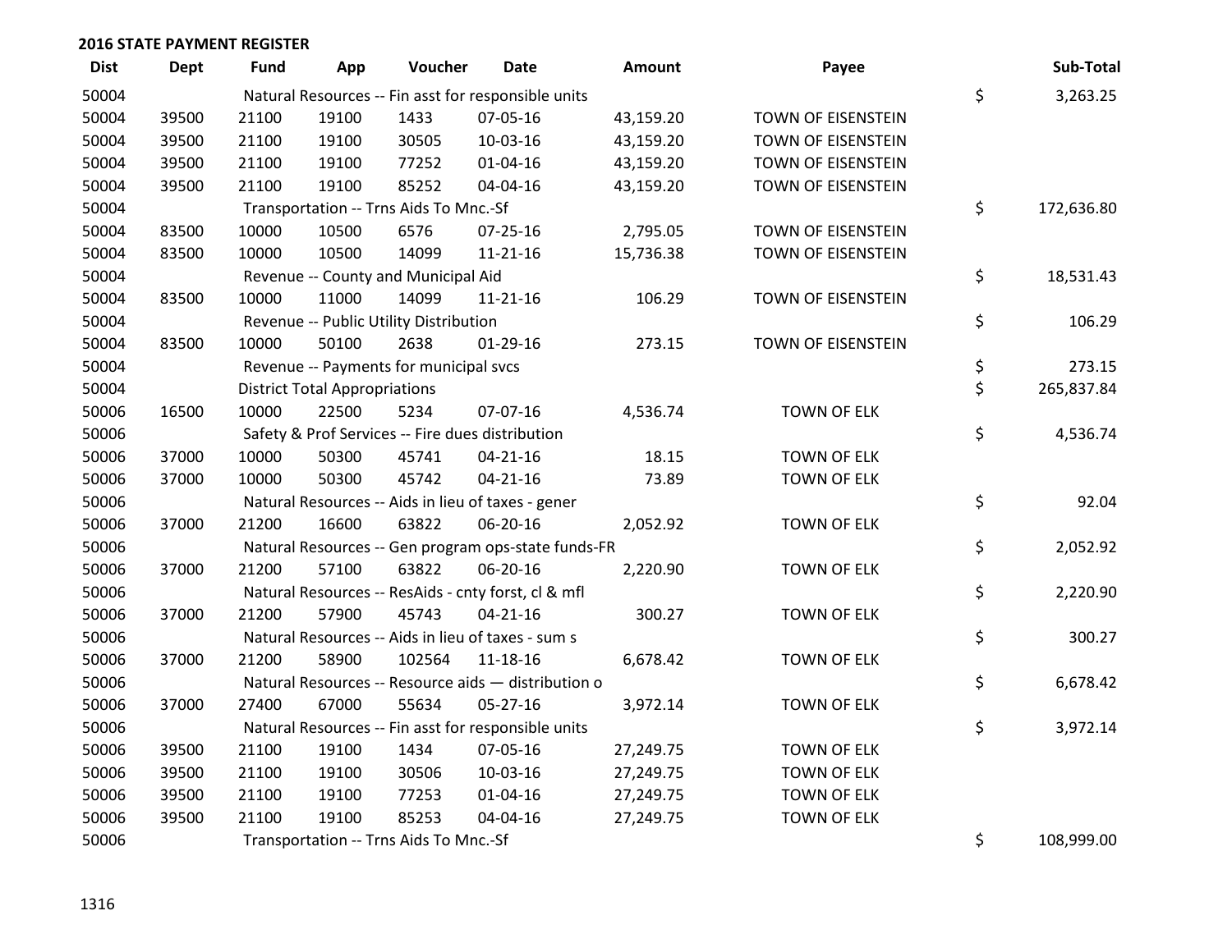## 2016 STATE PAYMENT REGISTER

| Dist | Dept | Fund | App | Voucher | Date | Amount | Payee | Sub-Total |
|---|---|---|---|---|---|---|---|---|
| 50004 | | Natural Resources -- Fin asst for responsible units | | | | | | $ 3,263.25 |
| 50004 | 39500 | 21100 | 19100 | 1433 | 07-05-16 | 43,159.20 | TOWN OF EISENSTEIN | |
| 50004 | 39500 | 21100 | 19100 | 30505 | 10-03-16 | 43,159.20 | TOWN OF EISENSTEIN | |
| 50004 | 39500 | 21100 | 19100 | 77252 | 01-04-16 | 43,159.20 | TOWN OF EISENSTEIN | |
| 50004 | 39500 | 21100 | 19100 | 85252 | 04-04-16 | 43,159.20 | TOWN OF EISENSTEIN | |
| 50004 | | Transportation -- Trns Aids To Mnc.-Sf | | | | | | $ 172,636.80 |
| 50004 | 83500 | 10000 | 10500 | 6576 | 07-25-16 | 2,795.05 | TOWN OF EISENSTEIN | |
| 50004 | 83500 | 10000 | 10500 | 14099 | 11-21-16 | 15,736.38 | TOWN OF EISENSTEIN | |
| 50004 | | Revenue -- County and Municipal Aid | | | | | | $ 18,531.43 |
| 50004 | 83500 | 10000 | 11000 | 14099 | 11-21-16 | 106.29 | TOWN OF EISENSTEIN | |
| 50004 | | Revenue -- Public Utility Distribution | | | | | | $ 106.29 |
| 50004 | 83500 | 10000 | 50100 | 2638 | 01-29-16 | 273.15 | TOWN OF EISENSTEIN | |
| 50004 | | Revenue -- Payments for municipal svcs | | | | | | $ 273.15 |
| 50004 | | District Total Appropriations | | | | | | $ 265,837.84 |
| 50006 | 16500 | 10000 | 22500 | 5234 | 07-07-16 | 4,536.74 | TOWN OF ELK | |
| 50006 | | Safety & Prof Services -- Fire dues distribution | | | | | | $ 4,536.74 |
| 50006 | 37000 | 10000 | 50300 | 45741 | 04-21-16 | 18.15 | TOWN OF ELK | |
| 50006 | 37000 | 10000 | 50300 | 45742 | 04-21-16 | 73.89 | TOWN OF ELK | |
| 50006 | | Natural Resources -- Aids in lieu of taxes - gener | | | | | | $ 92.04 |
| 50006 | 37000 | 21200 | 16600 | 63822 | 06-20-16 | 2,052.92 | TOWN OF ELK | |
| 50006 | | Natural Resources -- Gen program ops-state funds-FR | | | | | | $ 2,052.92 |
| 50006 | 37000 | 21200 | 57100 | 63822 | 06-20-16 | 2,220.90 | TOWN OF ELK | |
| 50006 | | Natural Resources -- ResAids - cnty forst, cl & mfl | | | | | | $ 2,220.90 |
| 50006 | 37000 | 21200 | 57900 | 45743 | 04-21-16 | 300.27 | TOWN OF ELK | |
| 50006 | | Natural Resources -- Aids in lieu of taxes - sum s | | | | | | $ 300.27 |
| 50006 | 37000 | 21200 | 58900 | 102564 | 11-18-16 | 6,678.42 | TOWN OF ELK | |
| 50006 | | Natural Resources -- Resource aids — distribution o | | | | | | $ 6,678.42 |
| 50006 | 37000 | 27400 | 67000 | 55634 | 05-27-16 | 3,972.14 | TOWN OF ELK | |
| 50006 | | Natural Resources -- Fin asst for responsible units | | | | | | $ 3,972.14 |
| 50006 | 39500 | 21100 | 19100 | 1434 | 07-05-16 | 27,249.75 | TOWN OF ELK | |
| 50006 | 39500 | 21100 | 19100 | 30506 | 10-03-16 | 27,249.75 | TOWN OF ELK | |
| 50006 | 39500 | 21100 | 19100 | 77253 | 01-04-16 | 27,249.75 | TOWN OF ELK | |
| 50006 | 39500 | 21100 | 19100 | 85253 | 04-04-16 | 27,249.75 | TOWN OF ELK | |
| 50006 | | Transportation -- Trns Aids To Mnc.-Sf | | | | | | $ 108,999.00 |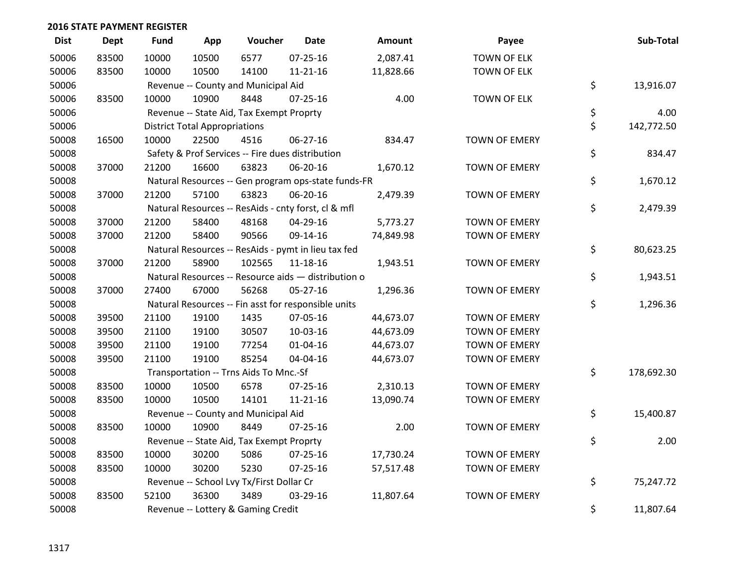## 2016 STATE PAYMENT REGISTER

| Dist | Dept | Fund | App | Voucher | Date | Amount | Payee | Sub-Total |
|---|---|---|---|---|---|---|---|---|
| 50006 | 83500 | 10000 | 10500 | 6577 | 07-25-16 | 2,087.41 | TOWN OF ELK | |
| 50006 | 83500 | 10000 | 10500 | 14100 | 11-21-16 | 11,828.66 | TOWN OF ELK | |
| 50006 | | Revenue -- County and Municipal Aid | | | | | | $ 13,916.07 |
| 50006 | 83500 | 10000 | 10900 | 8448 | 07-25-16 | 4.00 | TOWN OF ELK | |
| 50006 | | Revenue -- State Aid, Tax Exempt Proprty | | | | | | $ 4.00 |
| 50006 | | District Total Appropriations | | | | | | $ 142,772.50 |
| 50008 | 16500 | 10000 | 22500 | 4516 | 06-27-16 | 834.47 | TOWN OF EMERY | |
| 50008 | | Safety & Prof Services -- Fire dues distribution | | | | | | $ 834.47 |
| 50008 | 37000 | 21200 | 16600 | 63823 | 06-20-16 | 1,670.12 | TOWN OF EMERY | |
| 50008 | | Natural Resources -- Gen program ops-state funds-FR | | | | | | $ 1,670.12 |
| 50008 | 37000 | 21200 | 57100 | 63823 | 06-20-16 | 2,479.39 | TOWN OF EMERY | |
| 50008 | | Natural Resources -- ResAids - cnty forst, cl & mfl | | | | | | $ 2,479.39 |
| 50008 | 37000 | 21200 | 58400 | 48168 | 04-29-16 | 5,773.27 | TOWN OF EMERY | |
| 50008 | 37000 | 21200 | 58400 | 90566 | 09-14-16 | 74,849.98 | TOWN OF EMERY | |
| 50008 | | Natural Resources -- ResAids - pymt in lieu tax fed | | | | | | $ 80,623.25 |
| 50008 | 37000 | 21200 | 58900 | 102565 | 11-18-16 | 1,943.51 | TOWN OF EMERY | |
| 50008 | | Natural Resources -- Resource aids — distribution o | | | | | | $ 1,943.51 |
| 50008 | 37000 | 27400 | 67000 | 56268 | 05-27-16 | 1,296.36 | TOWN OF EMERY | |
| 50008 | | Natural Resources -- Fin asst for responsible units | | | | | | $ 1,296.36 |
| 50008 | 39500 | 21100 | 19100 | 1435 | 07-05-16 | 44,673.07 | TOWN OF EMERY | |
| 50008 | 39500 | 21100 | 19100 | 30507 | 10-03-16 | 44,673.09 | TOWN OF EMERY | |
| 50008 | 39500 | 21100 | 19100 | 77254 | 01-04-16 | 44,673.07 | TOWN OF EMERY | |
| 50008 | 39500 | 21100 | 19100 | 85254 | 04-04-16 | 44,673.07 | TOWN OF EMERY | |
| 50008 | | Transportation -- Trns Aids To Mnc.-Sf | | | | | | $ 178,692.30 |
| 50008 | 83500 | 10000 | 10500 | 6578 | 07-25-16 | 2,310.13 | TOWN OF EMERY | |
| 50008 | 83500 | 10000 | 10500 | 14101 | 11-21-16 | 13,090.74 | TOWN OF EMERY | |
| 50008 | | Revenue -- County and Municipal Aid | | | | | | $ 15,400.87 |
| 50008 | 83500 | 10000 | 10900 | 8449 | 07-25-16 | 2.00 | TOWN OF EMERY | |
| 50008 | | Revenue -- State Aid, Tax Exempt Proprty | | | | | | $ 2.00 |
| 50008 | 83500 | 10000 | 30200 | 5086 | 07-25-16 | 17,730.24 | TOWN OF EMERY | |
| 50008 | 83500 | 10000 | 30200 | 5230 | 07-25-16 | 57,517.48 | TOWN OF EMERY | |
| 50008 | | Revenue -- School Lvy Tx/First Dollar Cr | | | | | | $ 75,247.72 |
| 50008 | 83500 | 52100 | 36300 | 3489 | 03-29-16 | 11,807.64 | TOWN OF EMERY | |
| 50008 | | Revenue -- Lottery & Gaming Credit | | | | | | $ 11,807.64 |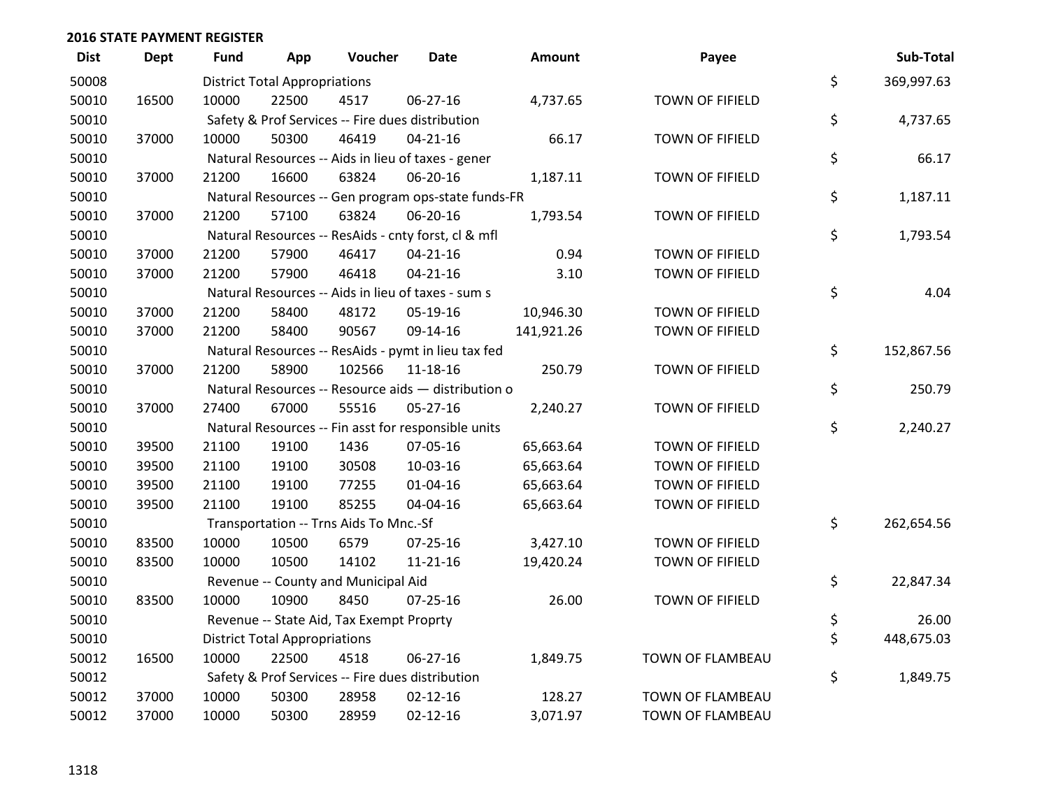## 2016 STATE PAYMENT REGISTER

| Dist | Dept | Fund | App | Voucher | Date | Amount | Payee | | Sub-Total |
|---|---|---|---|---|---|---|---|---|---|
| 50008 | | District Total Appropriations | | | | | | $ | 369,997.63 |
| 50010 | 16500 | 10000 | 22500 | 4517 | 06-27-16 | 4,737.65 | TOWN OF FIFIELD | | |
| 50010 | | Safety & Prof Services -- Fire dues distribution | | | | | | $ | 4,737.65 |
| 50010 | 37000 | 10000 | 50300 | 46419 | 04-21-16 | 66.17 | TOWN OF FIFIELD | | |
| 50010 | | Natural Resources -- Aids in lieu of taxes - gener | | | | | | $ | 66.17 |
| 50010 | 37000 | 21200 | 16600 | 63824 | 06-20-16 | 1,187.11 | TOWN OF FIFIELD | | |
| 50010 | | Natural Resources -- Gen program ops-state funds-FR | | | | | | $ | 1,187.11 |
| 50010 | 37000 | 21200 | 57100 | 63824 | 06-20-16 | 1,793.54 | TOWN OF FIFIELD | | |
| 50010 | | Natural Resources -- ResAids - cnty forst, cl & mfl | | | | | | $ | 1,793.54 |
| 50010 | 37000 | 21200 | 57900 | 46417 | 04-21-16 | 0.94 | TOWN OF FIFIELD | | |
| 50010 | 37000 | 21200 | 57900 | 46418 | 04-21-16 | 3.10 | TOWN OF FIFIELD | | |
| 50010 | | Natural Resources -- Aids in lieu of taxes - sum s | | | | | | $ | 4.04 |
| 50010 | 37000 | 21200 | 58400 | 48172 | 05-19-16 | 10,946.30 | TOWN OF FIFIELD | | |
| 50010 | 37000 | 21200 | 58400 | 90567 | 09-14-16 | 141,921.26 | TOWN OF FIFIELD | | |
| 50010 | | Natural Resources -- ResAids - pymt in lieu tax fed | | | | | | $ | 152,867.56 |
| 50010 | 37000 | 21200 | 58900 | 102566 | 11-18-16 | 250.79 | TOWN OF FIFIELD | | |
| 50010 | | Natural Resources -- Resource aids — distribution o | | | | | | $ | 250.79 |
| 50010 | 37000 | 27400 | 67000 | 55516 | 05-27-16 | 2,240.27 | TOWN OF FIFIELD | | |
| 50010 | | Natural Resources -- Fin asst for responsible units | | | | | | $ | 2,240.27 |
| 50010 | 39500 | 21100 | 19100 | 1436 | 07-05-16 | 65,663.64 | TOWN OF FIFIELD | | |
| 50010 | 39500 | 21100 | 19100 | 30508 | 10-03-16 | 65,663.64 | TOWN OF FIFIELD | | |
| 50010 | 39500 | 21100 | 19100 | 77255 | 01-04-16 | 65,663.64 | TOWN OF FIFIELD | | |
| 50010 | 39500 | 21100 | 19100 | 85255 | 04-04-16 | 65,663.64 | TOWN OF FIFIELD | | |
| 50010 | | Transportation -- Trns Aids To Mnc.-Sf | | | | | | $ | 262,654.56 |
| 50010 | 83500 | 10000 | 10500 | 6579 | 07-25-16 | 3,427.10 | TOWN OF FIFIELD | | |
| 50010 | 83500 | 10000 | 10500 | 14102 | 11-21-16 | 19,420.24 | TOWN OF FIFIELD | | |
| 50010 | | Revenue -- County and Municipal Aid | | | | | | $ | 22,847.34 |
| 50010 | 83500 | 10000 | 10900 | 8450 | 07-25-16 | 26.00 | TOWN OF FIFIELD | | |
| 50010 | | Revenue -- State Aid, Tax Exempt Proprty | | | | | | $ | 26.00 |
| 50010 | | District Total Appropriations | | | | | | $ | 448,675.03 |
| 50012 | 16500 | 10000 | 22500 | 4518 | 06-27-16 | 1,849.75 | TOWN OF FLAMBEAU | | |
| 50012 | | Safety & Prof Services -- Fire dues distribution | | | | | | $ | 1,849.75 |
| 50012 | 37000 | 10000 | 50300 | 28958 | 02-12-16 | 128.27 | TOWN OF FLAMBEAU | | |
| 50012 | 37000 | 10000 | 50300 | 28959 | 02-12-16 | 3,071.97 | TOWN OF FLAMBEAU | | |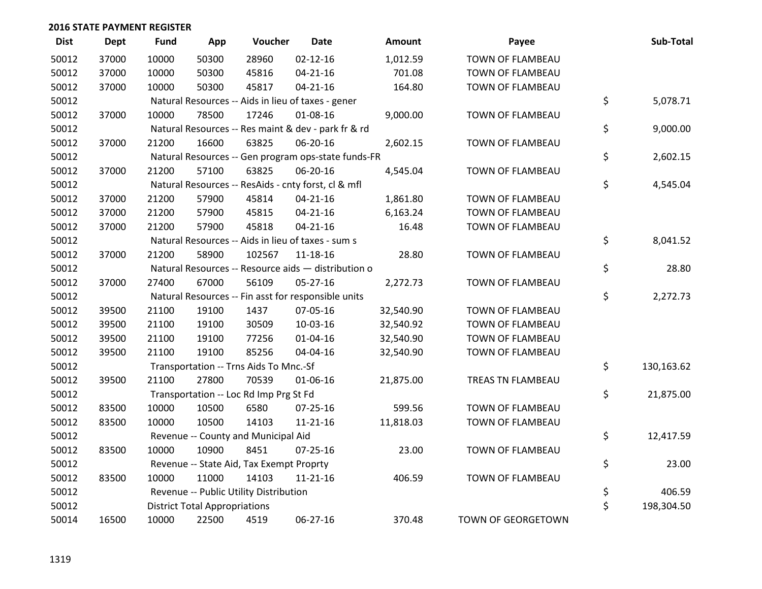## 2016 STATE PAYMENT REGISTER

| Dist | Dept | Fund | App | Voucher | Date | Amount | Payee | Sub-Total |
|---|---|---|---|---|---|---|---|---|
| 50012 | 37000 | 10000 | 50300 | 28960 | 02-12-16 | 1,012.59 | TOWN OF FLAMBEAU | |
| 50012 | 37000 | 10000 | 50300 | 45816 | 04-21-16 | 701.08 | TOWN OF FLAMBEAU | |
| 50012 | 37000 | 10000 | 50300 | 45817 | 04-21-16 | 164.80 | TOWN OF FLAMBEAU | |
| 50012 | | Natural Resources -- Aids in lieu of taxes - gener | | | | | | $ 5,078.71 |
| 50012 | 37000 | 10000 | 78500 | 17246 | 01-08-16 | 9,000.00 | TOWN OF FLAMBEAU | |
| 50012 | | Natural Resources -- Res maint & dev - park fr & rd | | | | | | $ 9,000.00 |
| 50012 | 37000 | 21200 | 16600 | 63825 | 06-20-16 | 2,602.15 | TOWN OF FLAMBEAU | |
| 50012 | | Natural Resources -- Gen program ops-state funds-FR | | | | | | $ 2,602.15 |
| 50012 | 37000 | 21200 | 57100 | 63825 | 06-20-16 | 4,545.04 | TOWN OF FLAMBEAU | |
| 50012 | | Natural Resources -- ResAids - cnty forst, cl & mfl | | | | | | $ 4,545.04 |
| 50012 | 37000 | 21200 | 57900 | 45814 | 04-21-16 | 1,861.80 | TOWN OF FLAMBEAU | |
| 50012 | 37000 | 21200 | 57900 | 45815 | 04-21-16 | 6,163.24 | TOWN OF FLAMBEAU | |
| 50012 | 37000 | 21200 | 57900 | 45818 | 04-21-16 | 16.48 | TOWN OF FLAMBEAU | |
| 50012 | | Natural Resources -- Aids in lieu of taxes - sum s | | | | | | $ 8,041.52 |
| 50012 | 37000 | 21200 | 58900 | 102567 | 11-18-16 | 28.80 | TOWN OF FLAMBEAU | |
| 50012 | | Natural Resources -- Resource aids — distribution o | | | | | | $ 28.80 |
| 50012 | 37000 | 27400 | 67000 | 56109 | 05-27-16 | 2,272.73 | TOWN OF FLAMBEAU | |
| 50012 | | Natural Resources -- Fin asst for responsible units | | | | | | $ 2,272.73 |
| 50012 | 39500 | 21100 | 19100 | 1437 | 07-05-16 | 32,540.90 | TOWN OF FLAMBEAU | |
| 50012 | 39500 | 21100 | 19100 | 30509 | 10-03-16 | 32,540.92 | TOWN OF FLAMBEAU | |
| 50012 | 39500 | 21100 | 19100 | 77256 | 01-04-16 | 32,540.90 | TOWN OF FLAMBEAU | |
| 50012 | 39500 | 21100 | 19100 | 85256 | 04-04-16 | 32,540.90 | TOWN OF FLAMBEAU | |
| 50012 | | Transportation -- Trns Aids To Mnc.-Sf | | | | | | $ 130,163.62 |
| 50012 | 39500 | 21100 | 27800 | 70539 | 01-06-16 | 21,875.00 | TREAS TN FLAMBEAU | |
| 50012 | | Transportation -- Loc Rd Imp Prg St Fd | | | | | | $ 21,875.00 |
| 50012 | 83500 | 10000 | 10500 | 6580 | 07-25-16 | 599.56 | TOWN OF FLAMBEAU | |
| 50012 | 83500 | 10000 | 10500 | 14103 | 11-21-16 | 11,818.03 | TOWN OF FLAMBEAU | |
| 50012 | | Revenue -- County and Municipal Aid | | | | | | $ 12,417.59 |
| 50012 | 83500 | 10000 | 10900 | 8451 | 07-25-16 | 23.00 | TOWN OF FLAMBEAU | |
| 50012 | | Revenue -- State Aid, Tax Exempt Proprty | | | | | | $ 23.00 |
| 50012 | 83500 | 10000 | 11000 | 14103 | 11-21-16 | 406.59 | TOWN OF FLAMBEAU | |
| 50012 | | Revenue -- Public Utility Distribution | | | | | | $ 406.59 |
| 50012 | | District Total Appropriations | | | | | | $ 198,304.50 |
| 50014 | 16500 | 10000 | 22500 | 4519 | 06-27-16 | 370.48 | TOWN OF GEORGETOWN | |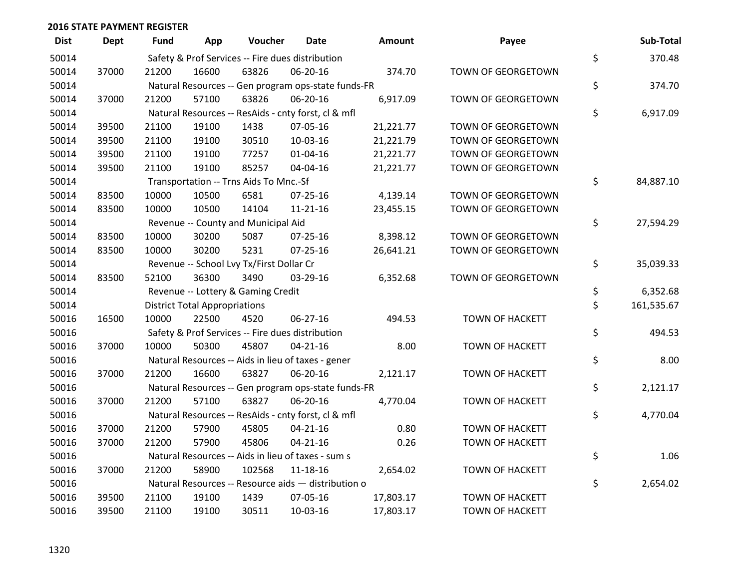## 2016 STATE PAYMENT REGISTER

| Dist | Dept | Fund | App | Voucher | Date | Amount | Payee | Sub-Total |
|---|---|---|---|---|---|---|---|---|
| 50014 | | Safety & Prof Services -- Fire dues distribution | | | | | | $ 370.48 |
| 50014 | 37000 | 21200 | 16600 | 63826 | 06-20-16 | 374.70 | TOWN OF GEORGETOWN | |
| 50014 | | Natural Resources -- Gen program ops-state funds-FR | | | | | | $ 374.70 |
| 50014 | 37000 | 21200 | 57100 | 63826 | 06-20-16 | 6,917.09 | TOWN OF GEORGETOWN | |
| 50014 | | Natural Resources -- ResAids - cnty forst, cl & mfl | | | | | | $ 6,917.09 |
| 50014 | 39500 | 21100 | 19100 | 1438 | 07-05-16 | 21,221.77 | TOWN OF GEORGETOWN | |
| 50014 | 39500 | 21100 | 19100 | 30510 | 10-03-16 | 21,221.79 | TOWN OF GEORGETOWN | |
| 50014 | 39500 | 21100 | 19100 | 77257 | 01-04-16 | 21,221.77 | TOWN OF GEORGETOWN | |
| 50014 | 39500 | 21100 | 19100 | 85257 | 04-04-16 | 21,221.77 | TOWN OF GEORGETOWN | |
| 50014 | | Transportation -- Trns Aids To Mnc.-Sf | | | | | | $ 84,887.10 |
| 50014 | 83500 | 10000 | 10500 | 6581 | 07-25-16 | 4,139.14 | TOWN OF GEORGETOWN | |
| 50014 | 83500 | 10000 | 10500 | 14104 | 11-21-16 | 23,455.15 | TOWN OF GEORGETOWN | |
| 50014 | | Revenue -- County and Municipal Aid | | | | | | $ 27,594.29 |
| 50014 | 83500 | 10000 | 30200 | 5087 | 07-25-16 | 8,398.12 | TOWN OF GEORGETOWN | |
| 50014 | 83500 | 10000 | 30200 | 5231 | 07-25-16 | 26,641.21 | TOWN OF GEORGETOWN | |
| 50014 | | Revenue -- School Lvy Tx/First Dollar Cr | | | | | | $ 35,039.33 |
| 50014 | 83500 | 52100 | 36300 | 3490 | 03-29-16 | 6,352.68 | TOWN OF GEORGETOWN | |
| 50014 | | Revenue -- Lottery & Gaming Credit | | | | | | $ 6,352.68 |
| 50014 | | District Total Appropriations | | | | | | $ 161,535.67 |
| 50016 | 16500 | 10000 | 22500 | 4520 | 06-27-16 | 494.53 | TOWN OF HACKETT | |
| 50016 | | Safety & Prof Services -- Fire dues distribution | | | | | | $ 494.53 |
| 50016 | 37000 | 10000 | 50300 | 45807 | 04-21-16 | 8.00 | TOWN OF HACKETT | |
| 50016 | | Natural Resources -- Aids in lieu of taxes - gener | | | | | | $ 8.00 |
| 50016 | 37000 | 21200 | 16600 | 63827 | 06-20-16 | 2,121.17 | TOWN OF HACKETT | |
| 50016 | | Natural Resources -- Gen program ops-state funds-FR | | | | | | $ 2,121.17 |
| 50016 | 37000 | 21200 | 57100 | 63827 | 06-20-16 | 4,770.04 | TOWN OF HACKETT | |
| 50016 | | Natural Resources -- ResAids - cnty forst, cl & mfl | | | | | | $ 4,770.04 |
| 50016 | 37000 | 21200 | 57900 | 45805 | 04-21-16 | 0.80 | TOWN OF HACKETT | |
| 50016 | 37000 | 21200 | 57900 | 45806 | 04-21-16 | 0.26 | TOWN OF HACKETT | |
| 50016 | | Natural Resources -- Aids in lieu of taxes - sum s | | | | | | $ 1.06 |
| 50016 | 37000 | 21200 | 58900 | 102568 | 11-18-16 | 2,654.02 | TOWN OF HACKETT | |
| 50016 | | Natural Resources -- Resource aids — distribution o | | | | | | $ 2,654.02 |
| 50016 | 39500 | 21100 | 19100 | 1439 | 07-05-16 | 17,803.17 | TOWN OF HACKETT | |
| 50016 | 39500 | 21100 | 19100 | 30511 | 10-03-16 | 17,803.17 | TOWN OF HACKETT | |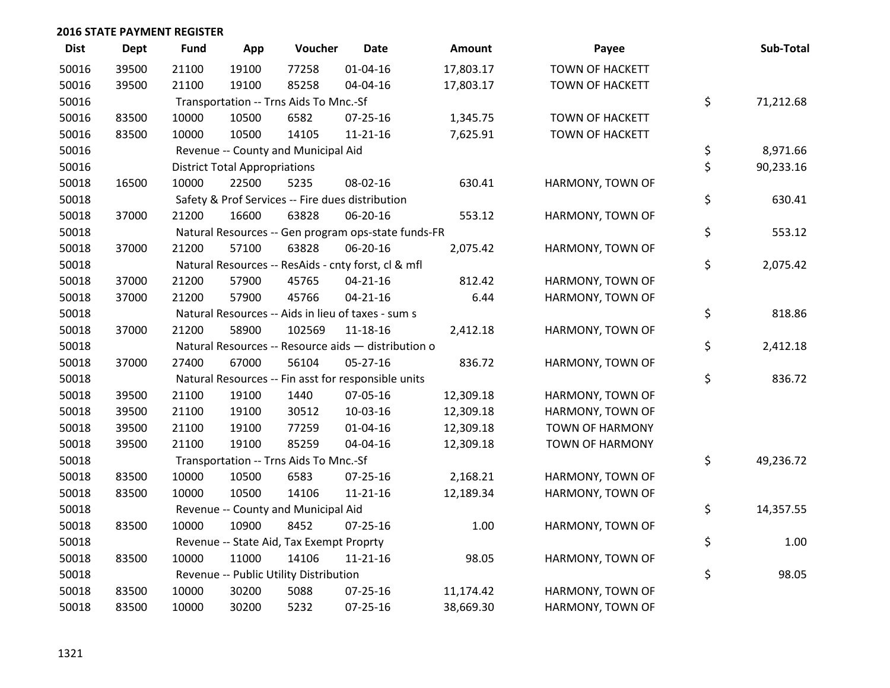## 2016 STATE PAYMENT REGISTER

| Dist | Dept | Fund | App | Voucher | Date | Amount | Payee | Sub-Total |
|---|---|---|---|---|---|---|---|---|
| 50016 | 39500 | 21100 | 19100 | 77258 | 01-04-16 | 17,803.17 | TOWN OF HACKETT | |
| 50016 | 39500 | 21100 | 19100 | 85258 | 04-04-16 | 17,803.17 | TOWN OF HACKETT | |
| 50016 | | Transportation -- Trns Aids To Mnc.-Sf | | | | | | $ 71,212.68 |
| 50016 | 83500 | 10000 | 10500 | 6582 | 07-25-16 | 1,345.75 | TOWN OF HACKETT | |
| 50016 | 83500 | 10000 | 10500 | 14105 | 11-21-16 | 7,625.91 | TOWN OF HACKETT | |
| 50016 | | Revenue -- County and Municipal Aid | | | | | | $ 8,971.66 |
| 50016 | | District Total Appropriations | | | | | | $ 90,233.16 |
| 50018 | 16500 | 10000 | 22500 | 5235 | 08-02-16 | 630.41 | HARMONY, TOWN OF | |
| 50018 | | Safety & Prof Services -- Fire dues distribution | | | | | | $ 630.41 |
| 50018 | 37000 | 21200 | 16600 | 63828 | 06-20-16 | 553.12 | HARMONY, TOWN OF | |
| 50018 | | Natural Resources -- Gen program ops-state funds-FR | | | | | | $ 553.12 |
| 50018 | 37000 | 21200 | 57100 | 63828 | 06-20-16 | 2,075.42 | HARMONY, TOWN OF | |
| 50018 | | Natural Resources -- ResAids - cnty forst, cl & mfl | | | | | | $ 2,075.42 |
| 50018 | 37000 | 21200 | 57900 | 45765 | 04-21-16 | 812.42 | HARMONY, TOWN OF | |
| 50018 | 37000 | 21200 | 57900 | 45766 | 04-21-16 | 6.44 | HARMONY, TOWN OF | |
| 50018 | | Natural Resources -- Aids in lieu of taxes - sum s | | | | | | $ 818.86 |
| 50018 | 37000 | 21200 | 58900 | 102569 | 11-18-16 | 2,412.18 | HARMONY, TOWN OF | |
| 50018 | | Natural Resources -- Resource aids — distribution o | | | | | | $ 2,412.18 |
| 50018 | 37000 | 27400 | 67000 | 56104 | 05-27-16 | 836.72 | HARMONY, TOWN OF | |
| 50018 | | Natural Resources -- Fin asst for responsible units | | | | | | $ 836.72 |
| 50018 | 39500 | 21100 | 19100 | 1440 | 07-05-16 | 12,309.18 | HARMONY, TOWN OF | |
| 50018 | 39500 | 21100 | 19100 | 30512 | 10-03-16 | 12,309.18 | HARMONY, TOWN OF | |
| 50018 | 39500 | 21100 | 19100 | 77259 | 01-04-16 | 12,309.18 | TOWN OF HARMONY | |
| 50018 | 39500 | 21100 | 19100 | 85259 | 04-04-16 | 12,309.18 | TOWN OF HARMONY | |
| 50018 | | Transportation -- Trns Aids To Mnc.-Sf | | | | | | $ 49,236.72 |
| 50018 | 83500 | 10000 | 10500 | 6583 | 07-25-16 | 2,168.21 | HARMONY, TOWN OF | |
| 50018 | 83500 | 10000 | 10500 | 14106 | 11-21-16 | 12,189.34 | HARMONY, TOWN OF | |
| 50018 | | Revenue -- County and Municipal Aid | | | | | | $ 14,357.55 |
| 50018 | 83500 | 10000 | 10900 | 8452 | 07-25-16 | 1.00 | HARMONY, TOWN OF | |
| 50018 | | Revenue -- State Aid, Tax Exempt Proprty | | | | | | $ 1.00 |
| 50018 | 83500 | 10000 | 11000 | 14106 | 11-21-16 | 98.05 | HARMONY, TOWN OF | |
| 50018 | | Revenue -- Public Utility Distribution | | | | | | $ 98.05 |
| 50018 | 83500 | 10000 | 30200 | 5088 | 07-25-16 | 11,174.42 | HARMONY, TOWN OF | |
| 50018 | 83500 | 10000 | 30200 | 5232 | 07-25-16 | 38,669.30 | HARMONY, TOWN OF | |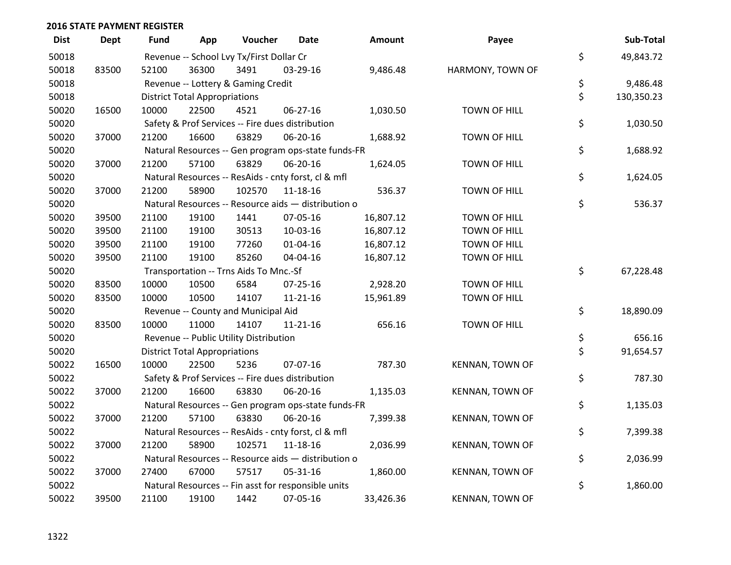## 2016 STATE PAYMENT REGISTER

| Dist | Dept | Fund | App | Voucher | Date | Amount | Payee | | Sub-Total |
|---|---|---|---|---|---|---|---|---|---|
| 50018 | | Revenue -- School Lvy Tx/First Dollar Cr | | | | | | $ | 49,843.72 |
| 50018 | 83500 | 52100 | 36300 | 3491 | 03-29-16 | 9,486.48 | HARMONY, TOWN OF | | |
| 50018 | | Revenue -- Lottery & Gaming Credit | | | | | | $ | 9,486.48 |
| 50018 | | District Total Appropriations | | | | | | $ | 130,350.23 |
| 50020 | 16500 | 10000 | 22500 | 4521 | 06-27-16 | 1,030.50 | TOWN OF HILL | | |
| 50020 | | Safety & Prof Services -- Fire dues distribution | | | | | | $ | 1,030.50 |
| 50020 | 37000 | 21200 | 16600 | 63829 | 06-20-16 | 1,688.92 | TOWN OF HILL | | |
| 50020 | | Natural Resources -- Gen program ops-state funds-FR | | | | | | $ | 1,688.92 |
| 50020 | 37000 | 21200 | 57100 | 63829 | 06-20-16 | 1,624.05 | TOWN OF HILL | | |
| 50020 | | Natural Resources -- ResAids - cnty forst, cl & mfl | | | | | | $ | 1,624.05 |
| 50020 | 37000 | 21200 | 58900 | 102570 | 11-18-16 | 536.37 | TOWN OF HILL | | |
| 50020 | | Natural Resources -- Resource aids — distribution o | | | | | | $ | 536.37 |
| 50020 | 39500 | 21100 | 19100 | 1441 | 07-05-16 | 16,807.12 | TOWN OF HILL | | |
| 50020 | 39500 | 21100 | 19100 | 30513 | 10-03-16 | 16,807.12 | TOWN OF HILL | | |
| 50020 | 39500 | 21100 | 19100 | 77260 | 01-04-16 | 16,807.12 | TOWN OF HILL | | |
| 50020 | 39500 | 21100 | 19100 | 85260 | 04-04-16 | 16,807.12 | TOWN OF HILL | | |
| 50020 | | Transportation -- Trns Aids To Mnc.-Sf | | | | | | $ | 67,228.48 |
| 50020 | 83500 | 10000 | 10500 | 6584 | 07-25-16 | 2,928.20 | TOWN OF HILL | | |
| 50020 | 83500 | 10000 | 10500 | 14107 | 11-21-16 | 15,961.89 | TOWN OF HILL | | |
| 50020 | | Revenue -- County and Municipal Aid | | | | | | $ | 18,890.09 |
| 50020 | 83500 | 10000 | 11000 | 14107 | 11-21-16 | 656.16 | TOWN OF HILL | | |
| 50020 | | Revenue -- Public Utility Distribution | | | | | | $ | 656.16 |
| 50020 | | District Total Appropriations | | | | | | $ | 91,654.57 |
| 50022 | 16500 | 10000 | 22500 | 5236 | 07-07-16 | 787.30 | KENNAN, TOWN OF | | |
| 50022 | | Safety & Prof Services -- Fire dues distribution | | | | | | $ | 787.30 |
| 50022 | 37000 | 21200 | 16600 | 63830 | 06-20-16 | 1,135.03 | KENNAN, TOWN OF | | |
| 50022 | | Natural Resources -- Gen program ops-state funds-FR | | | | | | $ | 1,135.03 |
| 50022 | 37000 | 21200 | 57100 | 63830 | 06-20-16 | 7,399.38 | KENNAN, TOWN OF | | |
| 50022 | | Natural Resources -- ResAids - cnty forst, cl & mfl | | | | | | $ | 7,399.38 |
| 50022 | 37000 | 21200 | 58900 | 102571 | 11-18-16 | 2,036.99 | KENNAN, TOWN OF | | |
| 50022 | | Natural Resources -- Resource aids — distribution o | | | | | | $ | 2,036.99 |
| 50022 | 37000 | 27400 | 67000 | 57517 | 05-31-16 | 1,860.00 | KENNAN, TOWN OF | | |
| 50022 | | Natural Resources -- Fin asst for responsible units | | | | | | $ | 1,860.00 |
| 50022 | 39500 | 21100 | 19100 | 1442 | 07-05-16 | 33,426.36 | KENNAN, TOWN OF | | |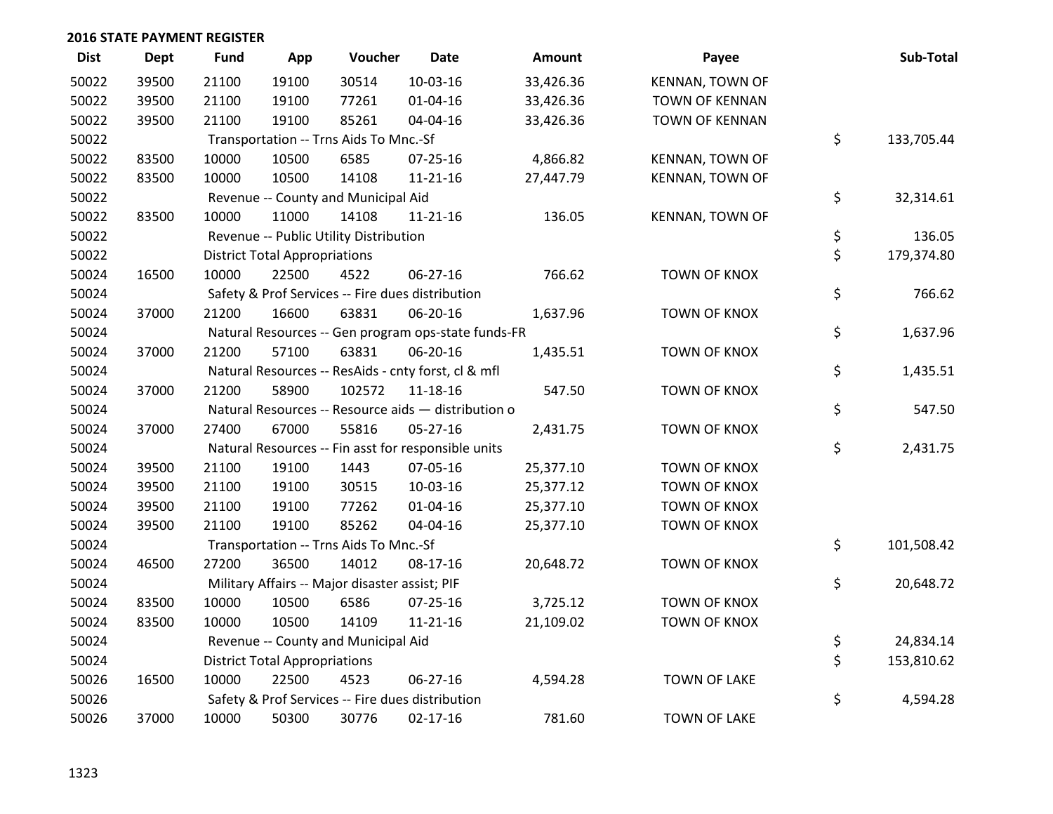## 2016 STATE PAYMENT REGISTER

| Dist | Dept | Fund | App | Voucher | Date | Amount | Payee | Sub-Total |
|---|---|---|---|---|---|---|---|---|
| 50022 | 39500 | 21100 | 19100 | 30514 | 10-03-16 | 33,426.36 | KENNAN, TOWN OF | |
| 50022 | 39500 | 21100 | 19100 | 77261 | 01-04-16 | 33,426.36 | TOWN OF KENNAN | |
| 50022 | 39500 | 21100 | 19100 | 85261 | 04-04-16 | 33,426.36 | TOWN OF KENNAN | |
| 50022 | | Transportation -- Trns Aids To Mnc.-Sf | | | | | | $ 133,705.44 |
| 50022 | 83500 | 10000 | 10500 | 6585 | 07-25-16 | 4,866.82 | KENNAN, TOWN OF | |
| 50022 | 83500 | 10000 | 10500 | 14108 | 11-21-16 | 27,447.79 | KENNAN, TOWN OF | |
| 50022 | | Revenue -- County and Municipal Aid | | | | | | $ 32,314.61 |
| 50022 | 83500 | 10000 | 11000 | 14108 | 11-21-16 | 136.05 | KENNAN, TOWN OF | |
| 50022 | | Revenue -- Public Utility Distribution | | | | | | $ 136.05 |
| 50022 | | District Total Appropriations | | | | | | $ 179,374.80 |
| 50024 | 16500 | 10000 | 22500 | 4522 | 06-27-16 | 766.62 | TOWN OF KNOX | |
| 50024 | | Safety & Prof Services -- Fire dues distribution | | | | | | $ 766.62 |
| 50024 | 37000 | 21200 | 16600 | 63831 | 06-20-16 | 1,637.96 | TOWN OF KNOX | |
| 50024 | | Natural Resources -- Gen program ops-state funds-FR | | | | | | $ 1,637.96 |
| 50024 | 37000 | 21200 | 57100 | 63831 | 06-20-16 | 1,435.51 | TOWN OF KNOX | |
| 50024 | | Natural Resources -- ResAids - cnty forst, cl & mfl | | | | | | $ 1,435.51 |
| 50024 | 37000 | 21200 | 58900 | 102572 | 11-18-16 | 547.50 | TOWN OF KNOX | |
| 50024 | | Natural Resources -- Resource aids — distribution o | | | | | | $ 547.50 |
| 50024 | 37000 | 27400 | 67000 | 55816 | 05-27-16 | 2,431.75 | TOWN OF KNOX | |
| 50024 | | Natural Resources -- Fin asst for responsible units | | | | | | $ 2,431.75 |
| 50024 | 39500 | 21100 | 19100 | 1443 | 07-05-16 | 25,377.10 | TOWN OF KNOX | |
| 50024 | 39500 | 21100 | 19100 | 30515 | 10-03-16 | 25,377.12 | TOWN OF KNOX | |
| 50024 | 39500 | 21100 | 19100 | 77262 | 01-04-16 | 25,377.10 | TOWN OF KNOX | |
| 50024 | 39500 | 21100 | 19100 | 85262 | 04-04-16 | 25,377.10 | TOWN OF KNOX | |
| 50024 | | Transportation -- Trns Aids To Mnc.-Sf | | | | | | $ 101,508.42 |
| 50024 | 46500 | 27200 | 36500 | 14012 | 08-17-16 | 20,648.72 | TOWN OF KNOX | |
| 50024 | | Military Affairs -- Major disaster assist; PIF | | | | | | $ 20,648.72 |
| 50024 | 83500 | 10000 | 10500 | 6586 | 07-25-16 | 3,725.12 | TOWN OF KNOX | |
| 50024 | 83500 | 10000 | 10500 | 14109 | 11-21-16 | 21,109.02 | TOWN OF KNOX | |
| 50024 | | Revenue -- County and Municipal Aid | | | | | | $ 24,834.14 |
| 50024 | | District Total Appropriations | | | | | | $ 153,810.62 |
| 50026 | 16500 | 10000 | 22500 | 4523 | 06-27-16 | 4,594.28 | TOWN OF LAKE | |
| 50026 | | Safety & Prof Services -- Fire dues distribution | | | | | | $ 4,594.28 |
| 50026 | 37000 | 10000 | 50300 | 30776 | 02-17-16 | 781.60 | TOWN OF LAKE | |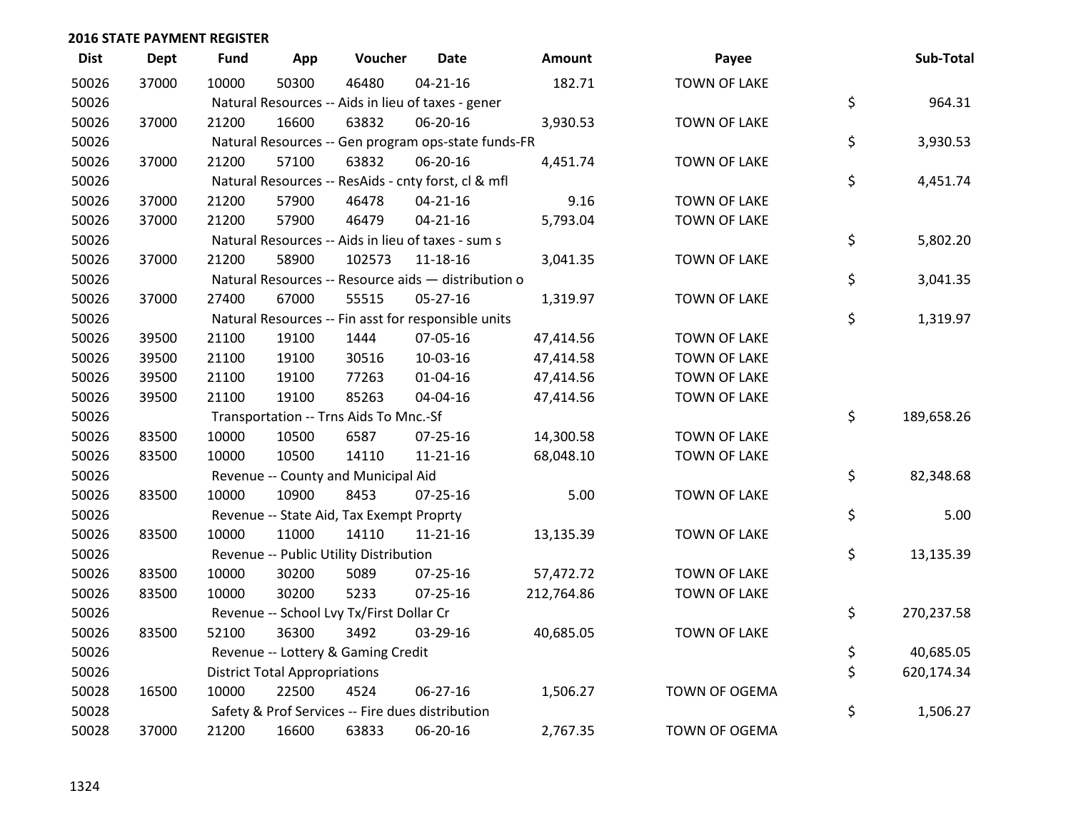## 2016 STATE PAYMENT REGISTER

| Dist | Dept | Fund | App | Voucher | Date | Amount | Payee | Sub-Total |
|---|---|---|---|---|---|---|---|---|
| 50026 | 37000 | 10000 | 50300 | 46480 | 04-21-16 | 182.71 | TOWN OF LAKE | |
| 50026 | | Natural Resources -- Aids in lieu of taxes - gener | | | | | | $ 964.31 |
| 50026 | 37000 | 21200 | 16600 | 63832 | 06-20-16 | 3,930.53 | TOWN OF LAKE | |
| 50026 | | Natural Resources -- Gen program ops-state funds-FR | | | | | | $ 3,930.53 |
| 50026 | 37000 | 21200 | 57100 | 63832 | 06-20-16 | 4,451.74 | TOWN OF LAKE | |
| 50026 | | Natural Resources -- ResAids - cnty forst, cl & mfl | | | | | | $ 4,451.74 |
| 50026 | 37000 | 21200 | 57900 | 46478 | 04-21-16 | 9.16 | TOWN OF LAKE | |
| 50026 | 37000 | 21200 | 57900 | 46479 | 04-21-16 | 5,793.04 | TOWN OF LAKE | |
| 50026 | | Natural Resources -- Aids in lieu of taxes - sum s | | | | | | $ 5,802.20 |
| 50026 | 37000 | 21200 | 58900 | 102573 | 11-18-16 | 3,041.35 | TOWN OF LAKE | |
| 50026 | | Natural Resources -- Resource aids — distribution o | | | | | | $ 3,041.35 |
| 50026 | 37000 | 27400 | 67000 | 55515 | 05-27-16 | 1,319.97 | TOWN OF LAKE | |
| 50026 | | Natural Resources -- Fin asst for responsible units | | | | | | $ 1,319.97 |
| 50026 | 39500 | 21100 | 19100 | 1444 | 07-05-16 | 47,414.56 | TOWN OF LAKE | |
| 50026 | 39500 | 21100 | 19100 | 30516 | 10-03-16 | 47,414.58 | TOWN OF LAKE | |
| 50026 | 39500 | 21100 | 19100 | 77263 | 01-04-16 | 47,414.56 | TOWN OF LAKE | |
| 50026 | 39500 | 21100 | 19100 | 85263 | 04-04-16 | 47,414.56 | TOWN OF LAKE | |
| 50026 | | Transportation -- Trns Aids To Mnc.-Sf | | | | | | $ 189,658.26 |
| 50026 | 83500 | 10000 | 10500 | 6587 | 07-25-16 | 14,300.58 | TOWN OF LAKE | |
| 50026 | 83500 | 10000 | 10500 | 14110 | 11-21-16 | 68,048.10 | TOWN OF LAKE | |
| 50026 | | Revenue -- County and Municipal Aid | | | | | | $ 82,348.68 |
| 50026 | 83500 | 10000 | 10900 | 8453 | 07-25-16 | 5.00 | TOWN OF LAKE | |
| 50026 | | Revenue -- State Aid, Tax Exempt Proprty | | | | | | $ 5.00 |
| 50026 | 83500 | 10000 | 11000 | 14110 | 11-21-16 | 13,135.39 | TOWN OF LAKE | |
| 50026 | | Revenue -- Public Utility Distribution | | | | | | $ 13,135.39 |
| 50026 | 83500 | 10000 | 30200 | 5089 | 07-25-16 | 57,472.72 | TOWN OF LAKE | |
| 50026 | 83500 | 10000 | 30200 | 5233 | 07-25-16 | 212,764.86 | TOWN OF LAKE | |
| 50026 | | Revenue -- School Lvy Tx/First Dollar Cr | | | | | | $ 270,237.58 |
| 50026 | 83500 | 52100 | 36300 | 3492 | 03-29-16 | 40,685.05 | TOWN OF LAKE | |
| 50026 | | Revenue -- Lottery & Gaming Credit | | | | | | $ 40,685.05 |
| 50026 | | District Total Appropriations | | | | | | $ 620,174.34 |
| 50028 | 16500 | 10000 | 22500 | 4524 | 06-27-16 | 1,506.27 | TOWN OF OGEMA | |
| 50028 | | Safety & Prof Services -- Fire dues distribution | | | | | | $ 1,506.27 |
| 50028 | 37000 | 21200 | 16600 | 63833 | 06-20-16 | 2,767.35 | TOWN OF OGEMA | |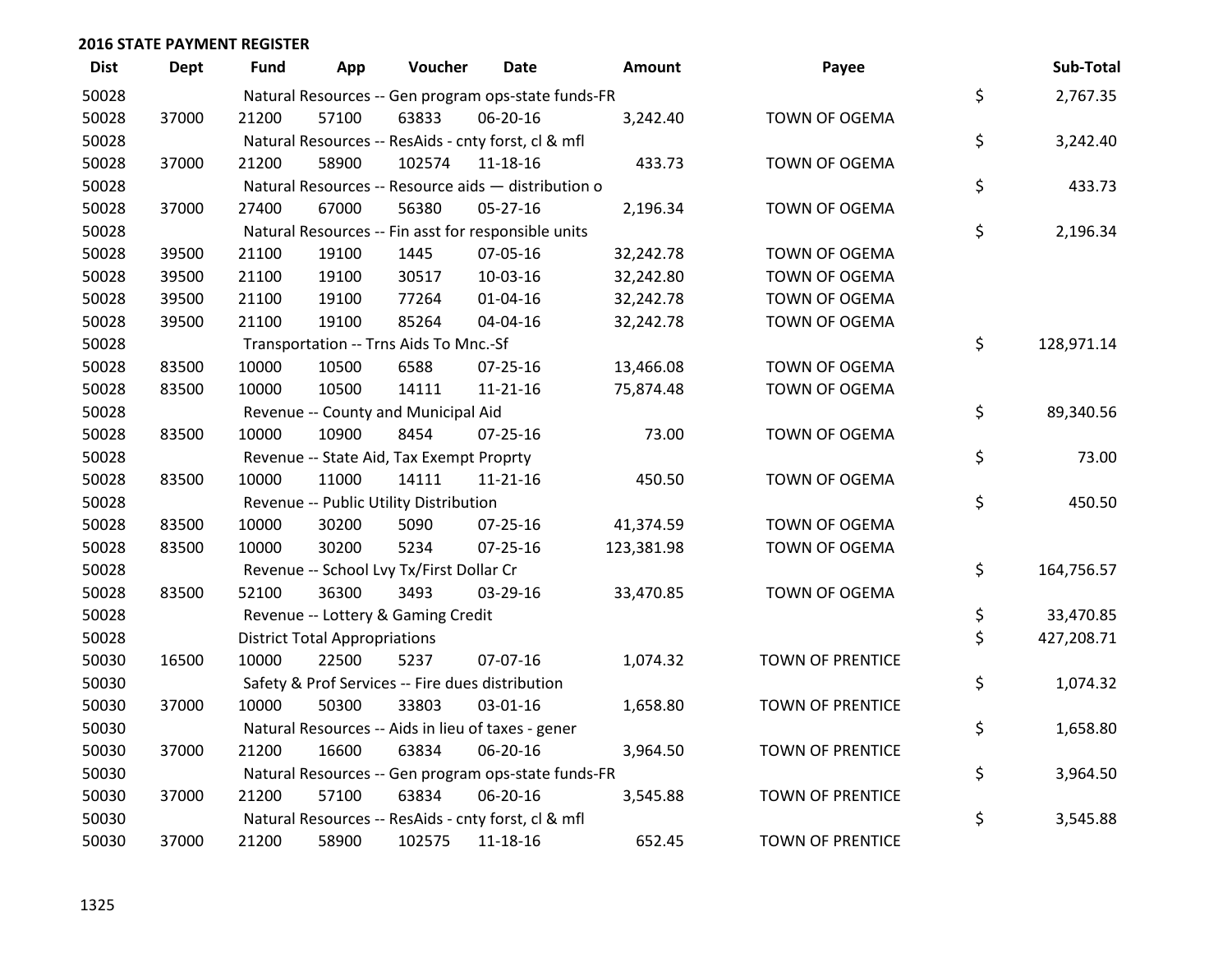## 2016 STATE PAYMENT REGISTER

| Dist | Dept | Fund | App | Voucher | Date | Amount | Payee | Sub-Total |
|---|---|---|---|---|---|---|---|---|
| 50028 | | Natural Resources -- Gen program ops-state funds-FR | | | | | | $ 2,767.35 |
| 50028 | 37000 | 21200 | 57100 | 63833 | 06-20-16 | 3,242.40 | TOWN OF OGEMA | |
| 50028 | | Natural Resources -- ResAids - cnty forst, cl & mfl | | | | | | $ 3,242.40 |
| 50028 | 37000 | 21200 | 58900 | 102574 | 11-18-16 | 433.73 | TOWN OF OGEMA | |
| 50028 | | Natural Resources -- Resource aids — distribution o | | | | | | $ 433.73 |
| 50028 | 37000 | 27400 | 67000 | 56380 | 05-27-16 | 2,196.34 | TOWN OF OGEMA | |
| 50028 | | Natural Resources -- Fin asst for responsible units | | | | | | $ 2,196.34 |
| 50028 | 39500 | 21100 | 19100 | 1445 | 07-05-16 | 32,242.78 | TOWN OF OGEMA | |
| 50028 | 39500 | 21100 | 19100 | 30517 | 10-03-16 | 32,242.80 | TOWN OF OGEMA | |
| 50028 | 39500 | 21100 | 19100 | 77264 | 01-04-16 | 32,242.78 | TOWN OF OGEMA | |
| 50028 | 39500 | 21100 | 19100 | 85264 | 04-04-16 | 32,242.78 | TOWN OF OGEMA | |
| 50028 | | Transportation -- Trns Aids To Mnc.-Sf | | | | | | $ 128,971.14 |
| 50028 | 83500 | 10000 | 10500 | 6588 | 07-25-16 | 13,466.08 | TOWN OF OGEMA | |
| 50028 | 83500 | 10000 | 10500 | 14111 | 11-21-16 | 75,874.48 | TOWN OF OGEMA | |
| 50028 | | Revenue -- County and Municipal Aid | | | | | | $ 89,340.56 |
| 50028 | 83500 | 10000 | 10900 | 8454 | 07-25-16 | 73.00 | TOWN OF OGEMA | |
| 50028 | | Revenue -- State Aid, Tax Exempt Proprty | | | | | | $ 73.00 |
| 50028 | 83500 | 10000 | 11000 | 14111 | 11-21-16 | 450.50 | TOWN OF OGEMA | |
| 50028 | | Revenue -- Public Utility Distribution | | | | | | $ 450.50 |
| 50028 | 83500 | 10000 | 30200 | 5090 | 07-25-16 | 41,374.59 | TOWN OF OGEMA | |
| 50028 | 83500 | 10000 | 30200 | 5234 | 07-25-16 | 123,381.98 | TOWN OF OGEMA | |
| 50028 | | Revenue -- School Lvy Tx/First Dollar Cr | | | | | | $ 164,756.57 |
| 50028 | 83500 | 52100 | 36300 | 3493 | 03-29-16 | 33,470.85 | TOWN OF OGEMA | |
| 50028 | | Revenue -- Lottery & Gaming Credit | | | | | | $ 33,470.85 |
| 50028 | | District Total Appropriations | | | | | | $ 427,208.71 |
| 50030 | 16500 | 10000 | 22500 | 5237 | 07-07-16 | 1,074.32 | TOWN OF PRENTICE | |
| 50030 | | Safety & Prof Services -- Fire dues distribution | | | | | | $ 1,074.32 |
| 50030 | 37000 | 10000 | 50300 | 33803 | 03-01-16 | 1,658.80 | TOWN OF PRENTICE | |
| 50030 | | Natural Resources -- Aids in lieu of taxes - gener | | | | | | $ 1,658.80 |
| 50030 | 37000 | 21200 | 16600 | 63834 | 06-20-16 | 3,964.50 | TOWN OF PRENTICE | |
| 50030 | | Natural Resources -- Gen program ops-state funds-FR | | | | | | $ 3,964.50 |
| 50030 | 37000 | 21200 | 57100 | 63834 | 06-20-16 | 3,545.88 | TOWN OF PRENTICE | |
| 50030 | | Natural Resources -- ResAids - cnty forst, cl & mfl | | | | | | $ 3,545.88 |
| 50030 | 37000 | 21200 | 58900 | 102575 | 11-18-16 | 652.45 | TOWN OF PRENTICE | |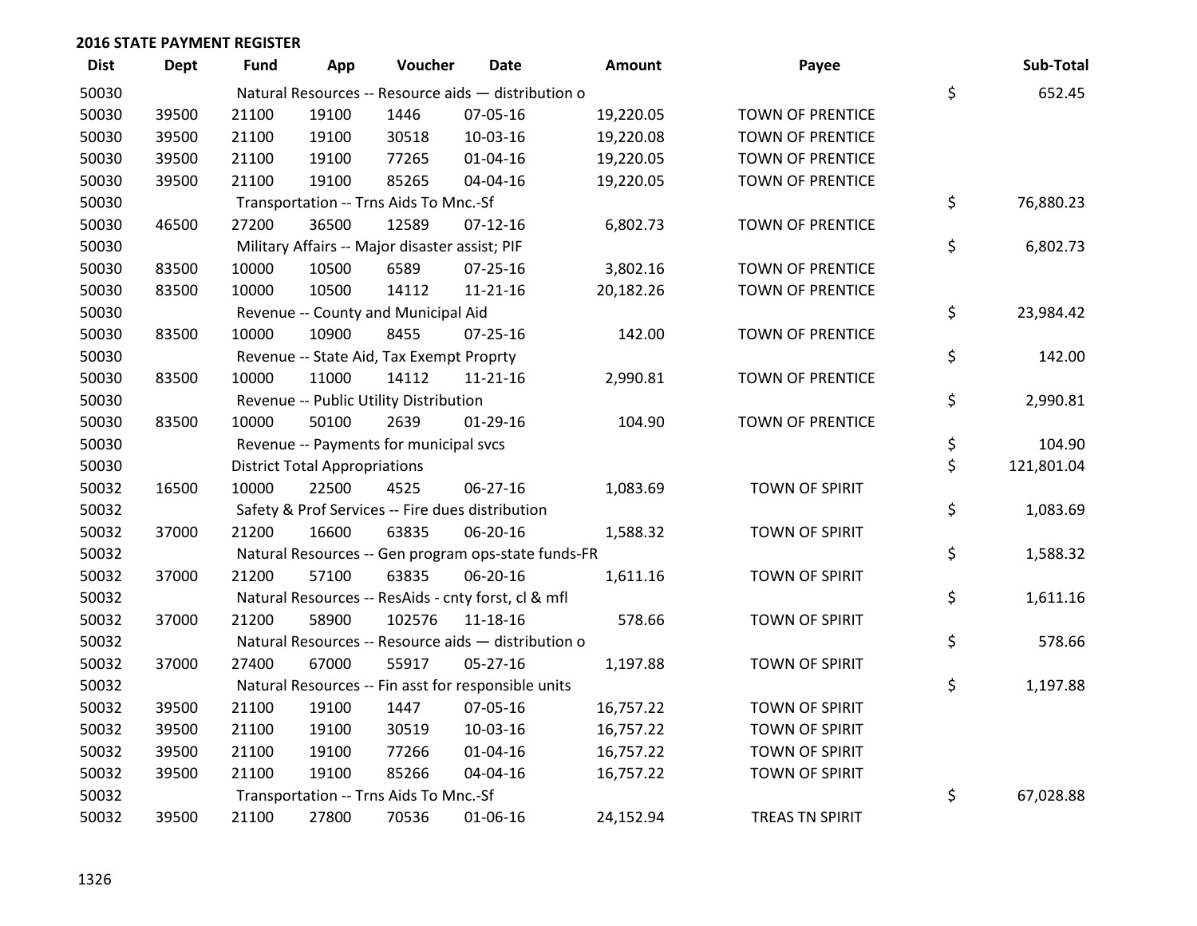## 2016 STATE PAYMENT REGISTER

| Dist | Dept | Fund | App | Voucher | Date | Amount | Payee | Sub-Total |
|---|---|---|---|---|---|---|---|---|
| 50030 | | Natural Resources -- Resource aids — distribution o | | | | | | $ 652.45 |
| 50030 | 39500 | 21100 | 19100 | 1446 | 07-05-16 | 19,220.05 | TOWN OF PRENTICE | |
| 50030 | 39500 | 21100 | 19100 | 30518 | 10-03-16 | 19,220.08 | TOWN OF PRENTICE | |
| 50030 | 39500 | 21100 | 19100 | 77265 | 01-04-16 | 19,220.05 | TOWN OF PRENTICE | |
| 50030 | 39500 | 21100 | 19100 | 85265 | 04-04-16 | 19,220.05 | TOWN OF PRENTICE | |
| 50030 | | Transportation -- Trns Aids To Mnc.-Sf | | | | | | $ 76,880.23 |
| 50030 | 46500 | 27200 | 36500 | 12589 | 07-12-16 | 6,802.73 | TOWN OF PRENTICE | |
| 50030 | | Military Affairs -- Major disaster assist; PIF | | | | | | $ 6,802.73 |
| 50030 | 83500 | 10000 | 10500 | 6589 | 07-25-16 | 3,802.16 | TOWN OF PRENTICE | |
| 50030 | 83500 | 10000 | 10500 | 14112 | 11-21-16 | 20,182.26 | TOWN OF PRENTICE | |
| 50030 | | Revenue -- County and Municipal Aid | | | | | | $ 23,984.42 |
| 50030 | 83500 | 10000 | 10900 | 8455 | 07-25-16 | 142.00 | TOWN OF PRENTICE | |
| 50030 | | Revenue -- State Aid, Tax Exempt Proprty | | | | | | $ 142.00 |
| 50030 | 83500 | 10000 | 11000 | 14112 | 11-21-16 | 2,990.81 | TOWN OF PRENTICE | |
| 50030 | | Revenue -- Public Utility Distribution | | | | | | $ 2,990.81 |
| 50030 | 83500 | 10000 | 50100 | 2639 | 01-29-16 | 104.90 | TOWN OF PRENTICE | |
| 50030 | | Revenue -- Payments for municipal svcs | | | | | | $ 104.90 |
| 50030 | | District Total Appropriations | | | | | | $ 121,801.04 |
| 50032 | 16500 | 10000 | 22500 | 4525 | 06-27-16 | 1,083.69 | TOWN OF SPIRIT | |
| 50032 | | Safety & Prof Services -- Fire dues distribution | | | | | | $ 1,083.69 |
| 50032 | 37000 | 21200 | 16600 | 63835 | 06-20-16 | 1,588.32 | TOWN OF SPIRIT | |
| 50032 | | Natural Resources -- Gen program ops-state funds-FR | | | | | | $ 1,588.32 |
| 50032 | 37000 | 21200 | 57100 | 63835 | 06-20-16 | 1,611.16 | TOWN OF SPIRIT | |
| 50032 | | Natural Resources -- ResAids - cnty forst, cl & mfl | | | | | | $ 1,611.16 |
| 50032 | 37000 | 21200 | 58900 | 102576 | 11-18-16 | 578.66 | TOWN OF SPIRIT | |
| 50032 | | Natural Resources -- Resource aids — distribution o | | | | | | $ 578.66 |
| 50032 | 37000 | 27400 | 67000 | 55917 | 05-27-16 | 1,197.88 | TOWN OF SPIRIT | |
| 50032 | | Natural Resources -- Fin asst for responsible units | | | | | | $ 1,197.88 |
| 50032 | 39500 | 21100 | 19100 | 1447 | 07-05-16 | 16,757.22 | TOWN OF SPIRIT | |
| 50032 | 39500 | 21100 | 19100 | 30519 | 10-03-16 | 16,757.22 | TOWN OF SPIRIT | |
| 50032 | 39500 | 21100 | 19100 | 77266 | 01-04-16 | 16,757.22 | TOWN OF SPIRIT | |
| 50032 | 39500 | 21100 | 19100 | 85266 | 04-04-16 | 16,757.22 | TOWN OF SPIRIT | |
| 50032 | | Transportation -- Trns Aids To Mnc.-Sf | | | | | | $ 67,028.88 |
| 50032 | 39500 | 21100 | 27800 | 70536 | 01-06-16 | 24,152.94 | TREAS TN SPIRIT | |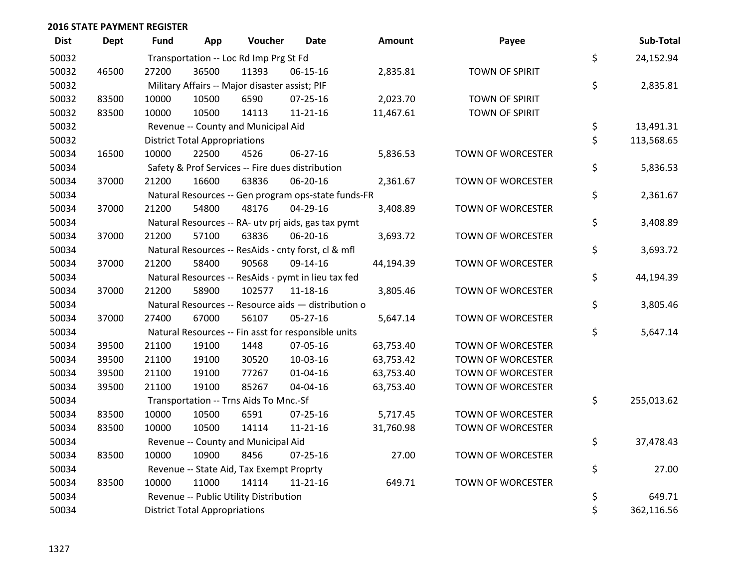**2016 STATE PAYMENT REGISTER**

| Dist | Dept | Fund | App | Voucher | Date | Amount | Payee | | Sub-Total |
|---|---|---|---|---|---|---|---|---|---|
| 50032 | | Transportation -- Loc Rd Imp Prg St Fd | | | | | | $ | 24,152.94 |
| 50032 | 46500 | 27200 | 36500 | 11393 | 06-15-16 | 2,835.81 | TOWN OF SPIRIT | | |
| 50032 | | Military Affairs -- Major disaster assist; PIF | | | | | | $ | 2,835.81 |
| 50032 | 83500 | 10000 | 10500 | 6590 | 07-25-16 | 2,023.70 | TOWN OF SPIRIT | | |
| 50032 | 83500 | 10000 | 10500 | 14113 | 11-21-16 | 11,467.61 | TOWN OF SPIRIT | | |
| 50032 | | Revenue -- County and Municipal Aid | | | | | | $ | 13,491.31 |
| 50032 | | District Total Appropriations | | | | | | $ | 113,568.65 |
| 50034 | 16500 | 10000 | 22500 | 4526 | 06-27-16 | 5,836.53 | TOWN OF WORCESTER | | |
| 50034 | | Safety & Prof Services -- Fire dues distribution | | | | | | $ | 5,836.53 |
| 50034 | 37000 | 21200 | 16600 | 63836 | 06-20-16 | 2,361.67 | TOWN OF WORCESTER | | |
| 50034 | | Natural Resources -- Gen program ops-state funds-FR | | | | | | $ | 2,361.67 |
| 50034 | 37000 | 21200 | 54800 | 48176 | 04-29-16 | 3,408.89 | TOWN OF WORCESTER | | |
| 50034 | | Natural Resources -- RA- utv prj aids, gas tax pymt | | | | | | $ | 3,408.89 |
| 50034 | 37000 | 21200 | 57100 | 63836 | 06-20-16 | 3,693.72 | TOWN OF WORCESTER | | |
| 50034 | | Natural Resources -- ResAids - cnty forst, cl & mfl | | | | | | $ | 3,693.72 |
| 50034 | 37000 | 21200 | 58400 | 90568 | 09-14-16 | 44,194.39 | TOWN OF WORCESTER | | |
| 50034 | | Natural Resources -- ResAids - pymt in lieu tax fed | | | | | | $ | 44,194.39 |
| 50034 | 37000 | 21200 | 58900 | 102577 | 11-18-16 | 3,805.46 | TOWN OF WORCESTER | | |
| 50034 | | Natural Resources -- Resource aids — distribution o | | | | | | $ | 3,805.46 |
| 50034 | 37000 | 27400 | 67000 | 56107 | 05-27-16 | 5,647.14 | TOWN OF WORCESTER | | |
| 50034 | | Natural Resources -- Fin asst for responsible units | | | | | | $ | 5,647.14 |
| 50034 | 39500 | 21100 | 19100 | 1448 | 07-05-16 | 63,753.40 | TOWN OF WORCESTER | | |
| 50034 | 39500 | 21100 | 19100 | 30520 | 10-03-16 | 63,753.42 | TOWN OF WORCESTER | | |
| 50034 | 39500 | 21100 | 19100 | 77267 | 01-04-16 | 63,753.40 | TOWN OF WORCESTER | | |
| 50034 | 39500 | 21100 | 19100 | 85267 | 04-04-16 | 63,753.40 | TOWN OF WORCESTER | | |
| 50034 | | Transportation -- Trns Aids To Mnc.-Sf | | | | | | $ | 255,013.62 |
| 50034 | 83500 | 10000 | 10500 | 6591 | 07-25-16 | 5,717.45 | TOWN OF WORCESTER | | |
| 50034 | 83500 | 10000 | 10500 | 14114 | 11-21-16 | 31,760.98 | TOWN OF WORCESTER | | |
| 50034 | | Revenue -- County and Municipal Aid | | | | | | $ | 37,478.43 |
| 50034 | 83500 | 10000 | 10900 | 8456 | 07-25-16 | 27.00 | TOWN OF WORCESTER | | |
| 50034 | | Revenue -- State Aid, Tax Exempt Proprty | | | | | | $ | 27.00 |
| 50034 | 83500 | 10000 | 11000 | 14114 | 11-21-16 | 649.71 | TOWN OF WORCESTER | | |
| 50034 | | Revenue -- Public Utility Distribution | | | | | | $ | 649.71 |
| 50034 | | District Total Appropriations | | | | | | $ | 362,116.56 |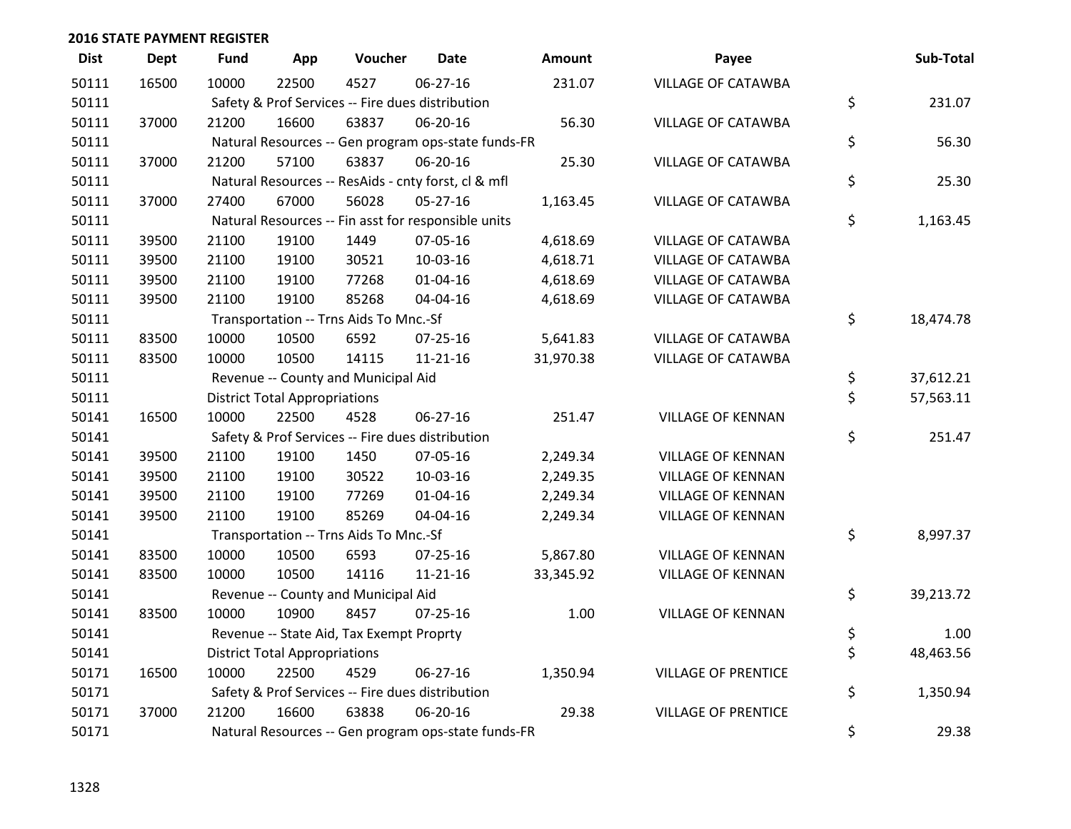## 2016 STATE PAYMENT REGISTER

| Dist | Dept | Fund | App | Voucher | Date | Amount | Payee | Sub-Total |
|---|---|---|---|---|---|---|---|---|
| 50111 | 16500 | 10000 | 22500 | 4527 | 06-27-16 | 231.07 | VILLAGE OF CATAWBA | |
| 50111 | | Safety & Prof Services -- Fire dues distribution | | | | | | $ 231.07 |
| 50111 | 37000 | 21200 | 16600 | 63837 | 06-20-16 | 56.30 | VILLAGE OF CATAWBA | |
| 50111 | | Natural Resources -- Gen program ops-state funds-FR | | | | | | $ 56.30 |
| 50111 | 37000 | 21200 | 57100 | 63837 | 06-20-16 | 25.30 | VILLAGE OF CATAWBA | |
| 50111 | | Natural Resources -- ResAids - cnty forst, cl & mfl | | | | | | $ 25.30 |
| 50111 | 37000 | 27400 | 67000 | 56028 | 05-27-16 | 1,163.45 | VILLAGE OF CATAWBA | |
| 50111 | | Natural Resources -- Fin asst for responsible units | | | | | | $ 1,163.45 |
| 50111 | 39500 | 21100 | 19100 | 1449 | 07-05-16 | 4,618.69 | VILLAGE OF CATAWBA | |
| 50111 | 39500 | 21100 | 19100 | 30521 | 10-03-16 | 4,618.71 | VILLAGE OF CATAWBA | |
| 50111 | 39500 | 21100 | 19100 | 77268 | 01-04-16 | 4,618.69 | VILLAGE OF CATAWBA | |
| 50111 | 39500 | 21100 | 19100 | 85268 | 04-04-16 | 4,618.69 | VILLAGE OF CATAWBA | |
| 50111 | | Transportation -- Trns Aids To Mnc.-Sf | | | | | | $ 18,474.78 |
| 50111 | 83500 | 10000 | 10500 | 6592 | 07-25-16 | 5,641.83 | VILLAGE OF CATAWBA | |
| 50111 | 83500 | 10000 | 10500 | 14115 | 11-21-16 | 31,970.38 | VILLAGE OF CATAWBA | |
| 50111 | | Revenue -- County and Municipal Aid | | | | | | $ 37,612.21 |
| 50111 | | District Total Appropriations | | | | | | $ 57,563.11 |
| 50141 | 16500 | 10000 | 22500 | 4528 | 06-27-16 | 251.47 | VILLAGE OF KENNAN | |
| 50141 | | Safety & Prof Services -- Fire dues distribution | | | | | | $ 251.47 |
| 50141 | 39500 | 21100 | 19100 | 1450 | 07-05-16 | 2,249.34 | VILLAGE OF KENNAN | |
| 50141 | 39500 | 21100 | 19100 | 30522 | 10-03-16 | 2,249.35 | VILLAGE OF KENNAN | |
| 50141 | 39500 | 21100 | 19100 | 77269 | 01-04-16 | 2,249.34 | VILLAGE OF KENNAN | |
| 50141 | 39500 | 21100 | 19100 | 85269 | 04-04-16 | 2,249.34 | VILLAGE OF KENNAN | |
| 50141 | | Transportation -- Trns Aids To Mnc.-Sf | | | | | | $ 8,997.37 |
| 50141 | 83500 | 10000 | 10500 | 6593 | 07-25-16 | 5,867.80 | VILLAGE OF KENNAN | |
| 50141 | 83500 | 10000 | 10500 | 14116 | 11-21-16 | 33,345.92 | VILLAGE OF KENNAN | |
| 50141 | | Revenue -- County and Municipal Aid | | | | | | $ 39,213.72 |
| 50141 | 83500 | 10000 | 10900 | 8457 | 07-25-16 | 1.00 | VILLAGE OF KENNAN | |
| 50141 | | Revenue -- State Aid, Tax Exempt Proprty | | | | | | $ 1.00 |
| 50141 | | District Total Appropriations | | | | | | $ 48,463.56 |
| 50171 | 16500 | 10000 | 22500 | 4529 | 06-27-16 | 1,350.94 | VILLAGE OF PRENTICE | |
| 50171 | | Safety & Prof Services -- Fire dues distribution | | | | | | $ 1,350.94 |
| 50171 | 37000 | 21200 | 16600 | 63838 | 06-20-16 | 29.38 | VILLAGE OF PRENTICE | |
| 50171 | | Natural Resources -- Gen program ops-state funds-FR | | | | | | $ 29.38 |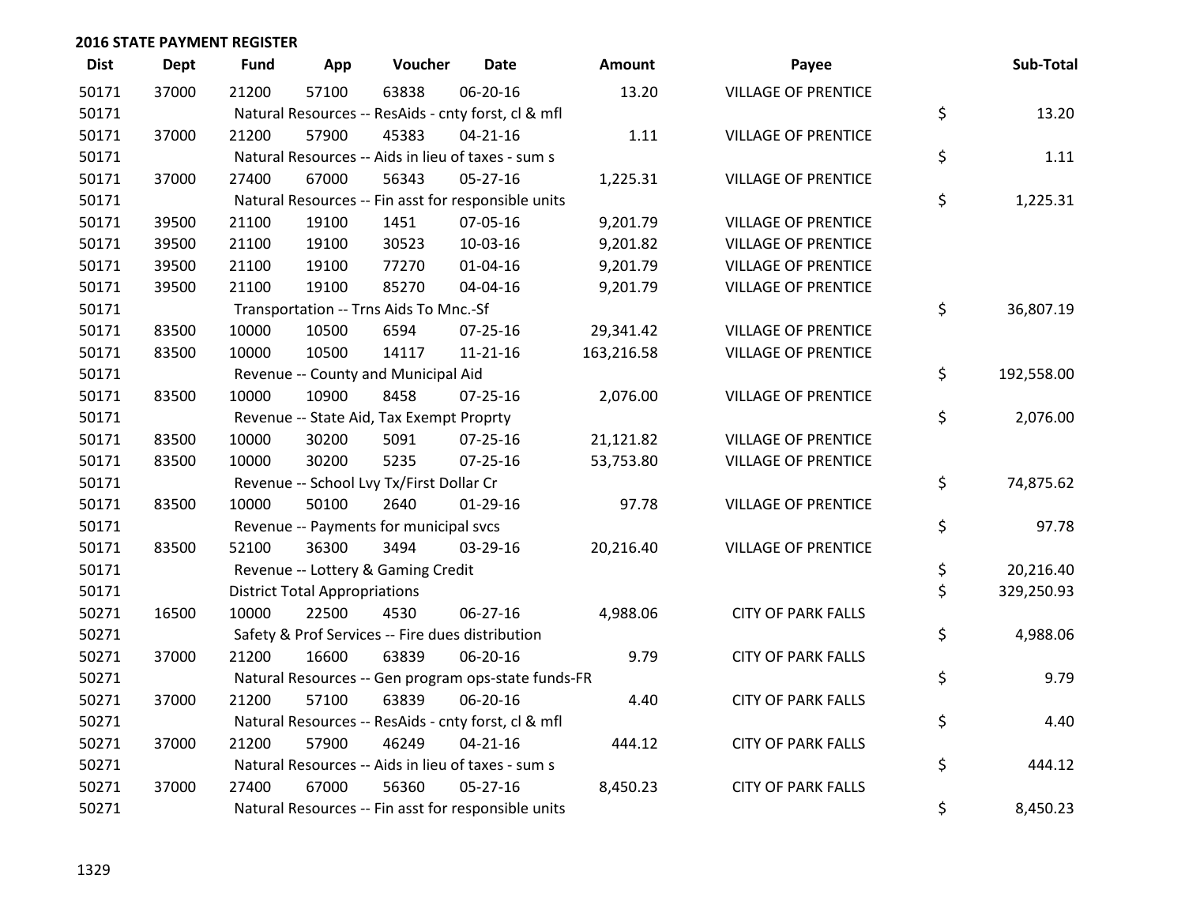## 2016 STATE PAYMENT REGISTER

| Dist | Dept | Fund | App | Voucher | Date | Amount | Payee | Sub-Total |
|---|---|---|---|---|---|---|---|---|
| 50171 | 37000 | 21200 | 57100 | 63838 | 06-20-16 | 13.20 | VILLAGE OF PRENTICE | |
| 50171 | | Natural Resources -- ResAids - cnty forst, cl & mfl | | | | | | $ 13.20 |
| 50171 | 37000 | 21200 | 57900 | 45383 | 04-21-16 | 1.11 | VILLAGE OF PRENTICE | |
| 50171 | | Natural Resources -- Aids in lieu of taxes - sum s | | | | | | $ 1.11 |
| 50171 | 37000 | 27400 | 67000 | 56343 | 05-27-16 | 1,225.31 | VILLAGE OF PRENTICE | |
| 50171 | | Natural Resources -- Fin asst for responsible units | | | | | | $ 1,225.31 |
| 50171 | 39500 | 21100 | 19100 | 1451 | 07-05-16 | 9,201.79 | VILLAGE OF PRENTICE | |
| 50171 | 39500 | 21100 | 19100 | 30523 | 10-03-16 | 9,201.82 | VILLAGE OF PRENTICE | |
| 50171 | 39500 | 21100 | 19100 | 77270 | 01-04-16 | 9,201.79 | VILLAGE OF PRENTICE | |
| 50171 | 39500 | 21100 | 19100 | 85270 | 04-04-16 | 9,201.79 | VILLAGE OF PRENTICE | |
| 50171 | | Transportation -- Trns Aids To Mnc.-Sf | | | | | | $ 36,807.19 |
| 50171 | 83500 | 10000 | 10500 | 6594 | 07-25-16 | 29,341.42 | VILLAGE OF PRENTICE | |
| 50171 | 83500 | 10000 | 10500 | 14117 | 11-21-16 | 163,216.58 | VILLAGE OF PRENTICE | |
| 50171 | | Revenue -- County and Municipal Aid | | | | | | $ 192,558.00 |
| 50171 | 83500 | 10000 | 10900 | 8458 | 07-25-16 | 2,076.00 | VILLAGE OF PRENTICE | |
| 50171 | | Revenue -- State Aid, Tax Exempt Proprty | | | | | | $ 2,076.00 |
| 50171 | 83500 | 10000 | 30200 | 5091 | 07-25-16 | 21,121.82 | VILLAGE OF PRENTICE | |
| 50171 | 83500 | 10000 | 30200 | 5235 | 07-25-16 | 53,753.80 | VILLAGE OF PRENTICE | |
| 50171 | | Revenue -- School Lvy Tx/First Dollar Cr | | | | | | $ 74,875.62 |
| 50171 | 83500 | 10000 | 50100 | 2640 | 01-29-16 | 97.78 | VILLAGE OF PRENTICE | |
| 50171 | | Revenue -- Payments for municipal svcs | | | | | | $ 97.78 |
| 50171 | 83500 | 52100 | 36300 | 3494 | 03-29-16 | 20,216.40 | VILLAGE OF PRENTICE | |
| 50171 | | Revenue -- Lottery & Gaming Credit | | | | | | $ 20,216.40 |
| 50171 | | District Total Appropriations | | | | | | $ 329,250.93 |
| 50271 | 16500 | 10000 | 22500 | 4530 | 06-27-16 | 4,988.06 | CITY OF PARK FALLS | |
| 50271 | | Safety & Prof Services -- Fire dues distribution | | | | | | $ 4,988.06 |
| 50271 | 37000 | 21200 | 16600 | 63839 | 06-20-16 | 9.79 | CITY OF PARK FALLS | |
| 50271 | | Natural Resources -- Gen program ops-state funds-FR | | | | | | $ 9.79 |
| 50271 | 37000 | 21200 | 57100 | 63839 | 06-20-16 | 4.40 | CITY OF PARK FALLS | |
| 50271 | | Natural Resources -- ResAids - cnty forst, cl & mfl | | | | | | $ 4.40 |
| 50271 | 37000 | 21200 | 57900 | 46249 | 04-21-16 | 444.12 | CITY OF PARK FALLS | |
| 50271 | | Natural Resources -- Aids in lieu of taxes - sum s | | | | | | $ 444.12 |
| 50271 | 37000 | 27400 | 67000 | 56360 | 05-27-16 | 8,450.23 | CITY OF PARK FALLS | |
| 50271 | | Natural Resources -- Fin asst for responsible units | | | | | | $ 8,450.23 |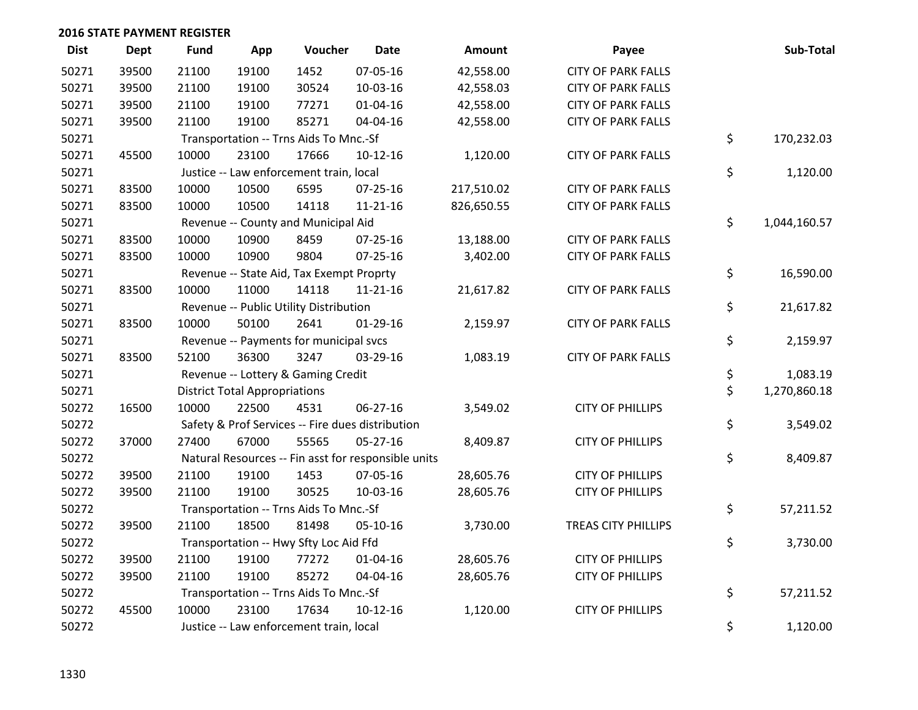## 2016 STATE PAYMENT REGISTER

| Dist | Dept | Fund | App | Voucher | Date | Amount | Payee | Sub-Total |
|---|---|---|---|---|---|---|---|---|
| 50271 | 39500 | 21100 | 19100 | 1452 | 07-05-16 | 42,558.00 | CITY OF PARK FALLS | |
| 50271 | 39500 | 21100 | 19100 | 30524 | 10-03-16 | 42,558.03 | CITY OF PARK FALLS | |
| 50271 | 39500 | 21100 | 19100 | 77271 | 01-04-16 | 42,558.00 | CITY OF PARK FALLS | |
| 50271 | 39500 | 21100 | 19100 | 85271 | 04-04-16 | 42,558.00 | CITY OF PARK FALLS | |
| 50271 | | Transportation -- Trns Aids To Mnc.-Sf | | | | | | $ 170,232.03 |
| 50271 | 45500 | 10000 | 23100 | 17666 | 10-12-16 | 1,120.00 | CITY OF PARK FALLS | |
| 50271 | | Justice -- Law enforcement train, local | | | | | | $ 1,120.00 |
| 50271 | 83500 | 10000 | 10500 | 6595 | 07-25-16 | 217,510.02 | CITY OF PARK FALLS | |
| 50271 | 83500 | 10000 | 10500 | 14118 | 11-21-16 | 826,650.55 | CITY OF PARK FALLS | |
| 50271 | | Revenue -- County and Municipal Aid | | | | | | $ 1,044,160.57 |
| 50271 | 83500 | 10000 | 10900 | 8459 | 07-25-16 | 13,188.00 | CITY OF PARK FALLS | |
| 50271 | 83500 | 10000 | 10900 | 9804 | 07-25-16 | 3,402.00 | CITY OF PARK FALLS | |
| 50271 | | Revenue -- State Aid, Tax Exempt Proprty | | | | | | $ 16,590.00 |
| 50271 | 83500 | 10000 | 11000 | 14118 | 11-21-16 | 21,617.82 | CITY OF PARK FALLS | |
| 50271 | | Revenue -- Public Utility Distribution | | | | | | $ 21,617.82 |
| 50271 | 83500 | 10000 | 50100 | 2641 | 01-29-16 | 2,159.97 | CITY OF PARK FALLS | |
| 50271 | | Revenue -- Payments for municipal svcs | | | | | | $ 2,159.97 |
| 50271 | 83500 | 52100 | 36300 | 3247 | 03-29-16 | 1,083.19 | CITY OF PARK FALLS | |
| 50271 | | Revenue -- Lottery & Gaming Credit | | | | | | $ 1,083.19 |
| 50271 | | District Total Appropriations | | | | | | $ 1,270,860.18 |
| 50272 | 16500 | 10000 | 22500 | 4531 | 06-27-16 | 3,549.02 | CITY OF PHILLIPS | |
| 50272 | | Safety & Prof Services -- Fire dues distribution | | | | | | $ 3,549.02 |
| 50272 | 37000 | 27400 | 67000 | 55565 | 05-27-16 | 8,409.87 | CITY OF PHILLIPS | |
| 50272 | | Natural Resources -- Fin asst for responsible units | | | | | | $ 8,409.87 |
| 50272 | 39500 | 21100 | 19100 | 1453 | 07-05-16 | 28,605.76 | CITY OF PHILLIPS | |
| 50272 | 39500 | 21100 | 19100 | 30525 | 10-03-16 | 28,605.76 | CITY OF PHILLIPS | |
| 50272 | | Transportation -- Trns Aids To Mnc.-Sf | | | | | | $ 57,211.52 |
| 50272 | 39500 | 21100 | 18500 | 81498 | 05-10-16 | 3,730.00 | TREAS CITY PHILLIPS | |
| 50272 | | Transportation -- Hwy Sfty Loc Aid Ffd | | | | | | $ 3,730.00 |
| 50272 | 39500 | 21100 | 19100 | 77272 | 01-04-16 | 28,605.76 | CITY OF PHILLIPS | |
| 50272 | 39500 | 21100 | 19100 | 85272 | 04-04-16 | 28,605.76 | CITY OF PHILLIPS | |
| 50272 | | Transportation -- Trns Aids To Mnc.-Sf | | | | | | $ 57,211.52 |
| 50272 | 45500 | 10000 | 23100 | 17634 | 10-12-16 | 1,120.00 | CITY OF PHILLIPS | |
| 50272 | | Justice -- Law enforcement train, local | | | | | | $ 1,120.00 |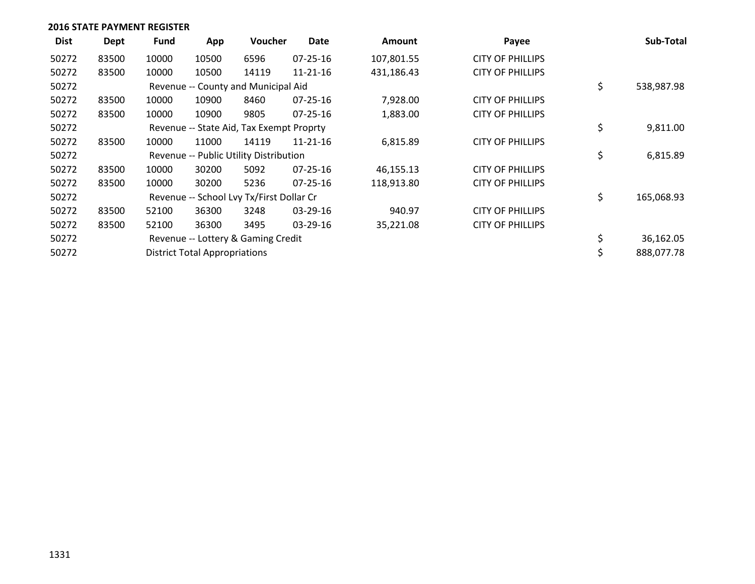**2016 STATE PAYMENT REGISTER**

| Dist | Dept | Fund | App | Voucher | Date | Amount | Payee | Sub-Total |
|---|---|---|---|---|---|---|---|---|
| 50272 | 83500 | 10000 | 10500 | 6596 | 07-25-16 | 107,801.55 | CITY OF PHILLIPS | |
| 50272 | 83500 | 10000 | 10500 | 14119 | 11-21-16 | 431,186.43 | CITY OF PHILLIPS | |
| 50272 | | Revenue -- County and Municipal Aid | | | | | | $ 538,987.98 |
| 50272 | 83500 | 10000 | 10900 | 8460 | 07-25-16 | 7,928.00 | CITY OF PHILLIPS | |
| 50272 | 83500 | 10000 | 10900 | 9805 | 07-25-16 | 1,883.00 | CITY OF PHILLIPS | |
| 50272 | | Revenue -- State Aid, Tax Exempt Proprty | | | | | | $ 9,811.00 |
| 50272 | 83500 | 10000 | 11000 | 14119 | 11-21-16 | 6,815.89 | CITY OF PHILLIPS | |
| 50272 | | Revenue -- Public Utility Distribution | | | | | | $ 6,815.89 |
| 50272 | 83500 | 10000 | 30200 | 5092 | 07-25-16 | 46,155.13 | CITY OF PHILLIPS | |
| 50272 | 83500 | 10000 | 30200 | 5236 | 07-25-16 | 118,913.80 | CITY OF PHILLIPS | |
| 50272 | | Revenue -- School Lvy Tx/First Dollar Cr | | | | | | $ 165,068.93 |
| 50272 | 83500 | 52100 | 36300 | 3248 | 03-29-16 | 940.97 | CITY OF PHILLIPS | |
| 50272 | 83500 | 52100 | 36300 | 3495 | 03-29-16 | 35,221.08 | CITY OF PHILLIPS | |
| 50272 | | Revenue -- Lottery & Gaming Credit | | | | | | $ 36,162.05 |
| 50272 | | District Total Appropriations | | | | | | $ 888,077.78 |